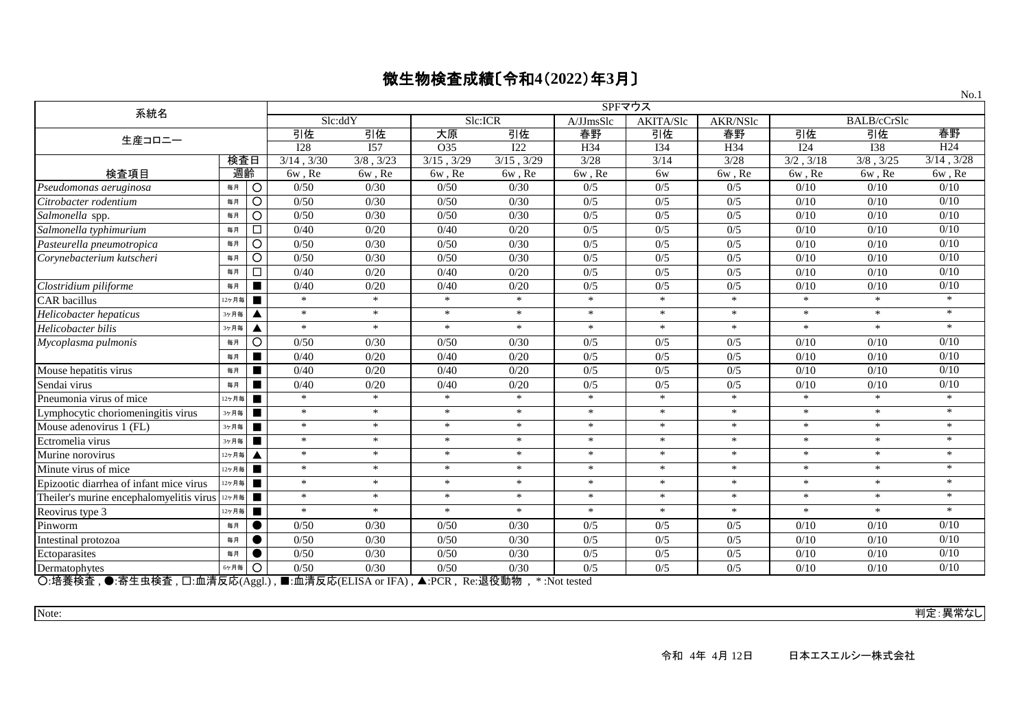# 微生物検査成績〔令和4(2022)年3月〕

No.1

| 系統名 | | | SPFマウス | | | | | | | | | |
|---|---|---|---|---|---|---|---|---|---|---|---|---|
| | | | Slc:ddY | | Slc:ICR | | A/JJmsSlc | AKITA/Slc | AKR/NSlc | BALB/cCrSlc | | |
| 生産コロニー | | | 引佐 | 引佐 | 大原 | 引佐 | 春野 | 引佐 | 春野 | 引佐 | 引佐 | 春野 |
| | | | I28 | I57 | O35 | I22 | H34 | I34 | H34 | I24 | I38 | H24 |
| | 検査日 | | 3/14 , 3/30 | 3/8 , 3/23 | 3/15 , 3/29 | 3/15 , 3/29 | 3/28 | 3/14 | 3/28 | 3/2 , 3/18 | 3/8 , 3/25 | 3/14 , 3/28 |
| 検査項目 | 週齢 | | 6w , Re | 6w , Re | 6w , Re | 6w , Re | 6w , Re | 6w | 6w , Re | 6w , Re | 6w , Re | 6w , Re |
| *Pseudomonas aeruginosa* | 毎月 | ○ | 0/50 | 0/30 | 0/50 | 0/30 | 0/5 | 0/5 | 0/5 | 0/10 | 0/10 | 0/10 |
| *Citrobacter rodentium* | 毎月 | ○ | 0/50 | 0/30 | 0/50 | 0/30 | 0/5 | 0/5 | 0/5 | 0/10 | 0/10 | 0/10 |
| *Salmonella* spp. | 毎月 | ○ | 0/50 | 0/30 | 0/50 | 0/30 | 0/5 | 0/5 | 0/5 | 0/10 | 0/10 | 0/10 |
| *Salmonella typhimurium* | 毎月 | □ | 0/40 | 0/20 | 0/40 | 0/20 | 0/5 | 0/5 | 0/5 | 0/10 | 0/10 | 0/10 |
| *Pasteurella pneumotropica* | 毎月 | ○ | 0/50 | 0/30 | 0/50 | 0/30 | 0/5 | 0/5 | 0/5 | 0/10 | 0/10 | 0/10 |
| *Corynebacterium kutscheri* | 毎月 | ○ | 0/50 | 0/30 | 0/50 | 0/30 | 0/5 | 0/5 | 0/5 | 0/10 | 0/10 | 0/10 |
| | 毎月 | □ | 0/40 | 0/20 | 0/40 | 0/20 | 0/5 | 0/5 | 0/5 | 0/10 | 0/10 | 0/10 |
| *Clostridium piliforme* | 毎月 | ■ | 0/40 | 0/20 | 0/40 | 0/20 | 0/5 | 0/5 | 0/5 | 0/10 | 0/10 | 0/10 |
| CAR bacillus | 12ヶ月毎 | ■ | * | * | * | * | * | * | * | * | * | * |
| *Helicobacter hepaticus* | 3ヶ月毎 | ▲ | * | * | * | * | * | * | * | * | * | * |
| *Helicobacter bilis* | 3ヶ月毎 | ▲ | * | * | * | * | * | * | * | * | * | * |
| *Mycoplasma pulmonis* | 毎月 | ○ | 0/50 | 0/30 | 0/50 | 0/30 | 0/5 | 0/5 | 0/5 | 0/10 | 0/10 | 0/10 |
| | 毎月 | ■ | 0/40 | 0/20 | 0/40 | 0/20 | 0/5 | 0/5 | 0/5 | 0/10 | 0/10 | 0/10 |
| Mouse hepatitis virus | 毎月 | ■ | 0/40 | 0/20 | 0/40 | 0/20 | 0/5 | 0/5 | 0/5 | 0/10 | 0/10 | 0/10 |
| Sendai virus | 毎月 | ■ | 0/40 | 0/20 | 0/40 | 0/20 | 0/5 | 0/5 | 0/5 | 0/10 | 0/10 | 0/10 |
| Pneumonia virus of mice | 12ヶ月毎 | ■ | * | * | * | * | * | * | * | * | * | * |
| Lymphocytic choriomeningitis virus | 3ヶ月毎 | ■ | * | * | * | * | * | * | * | * | * | * |
| Mouse adenovirus 1 (FL) | 3ヶ月毎 | ■ | * | * | * | * | * | * | * | * | * | * |
| Ectromelia virus | 3ヶ月毎 | ■ | * | * | * | * | * | * | * | * | * | * |
| Murine norovirus | 12ヶ月毎 | ▲ | * | * | * | * | * | * | * | * | * | * |
| Minute virus of mice | 12ヶ月毎 | ■ | * | * | * | * | * | * | * | * | * | * |
| Epizootic diarrhea of infant mice virus | 12ヶ月毎 | ■ | * | * | * | * | * | * | * | * | * | * |
| Theiler's murine encephalomyelitis virus | 12ヶ月毎 | ■ | * | * | * | * | * | * | * | * | * | * |
| Reovirus type 3 | 12ヶ月毎 | ■ | * | * | * | * | * | * | * | * | * | * |
| Pinworm | 毎月 | ● | 0/50 | 0/30 | 0/50 | 0/30 | 0/5 | 0/5 | 0/5 | 0/10 | 0/10 | 0/10 |
| Intestinal protozoa | 毎月 | ● | 0/50 | 0/30 | 0/50 | 0/30 | 0/5 | 0/5 | 0/5 | 0/10 | 0/10 | 0/10 |
| Ectoparasites | 毎月 | ● | 0/50 | 0/30 | 0/50 | 0/30 | 0/5 | 0/5 | 0/5 | 0/10 | 0/10 | 0/10 |
| Dermatophytes | 6ヶ月毎 | ○ | 0/50 | 0/30 | 0/50 | 0/30 | 0/5 | 0/5 | 0/5 | 0/10 | 0/10 | 0/10 |

○:培養検査 , ●:寄生虫検査 , □:血清反応(Aggl.) , ■:血清反応(ELISA or IFA) , ▲:PCR , Re:退役動物 , *:Not tested

Note:

判定:異常なし

令和 4年 4月 12日　　日本エスエルシー株式会社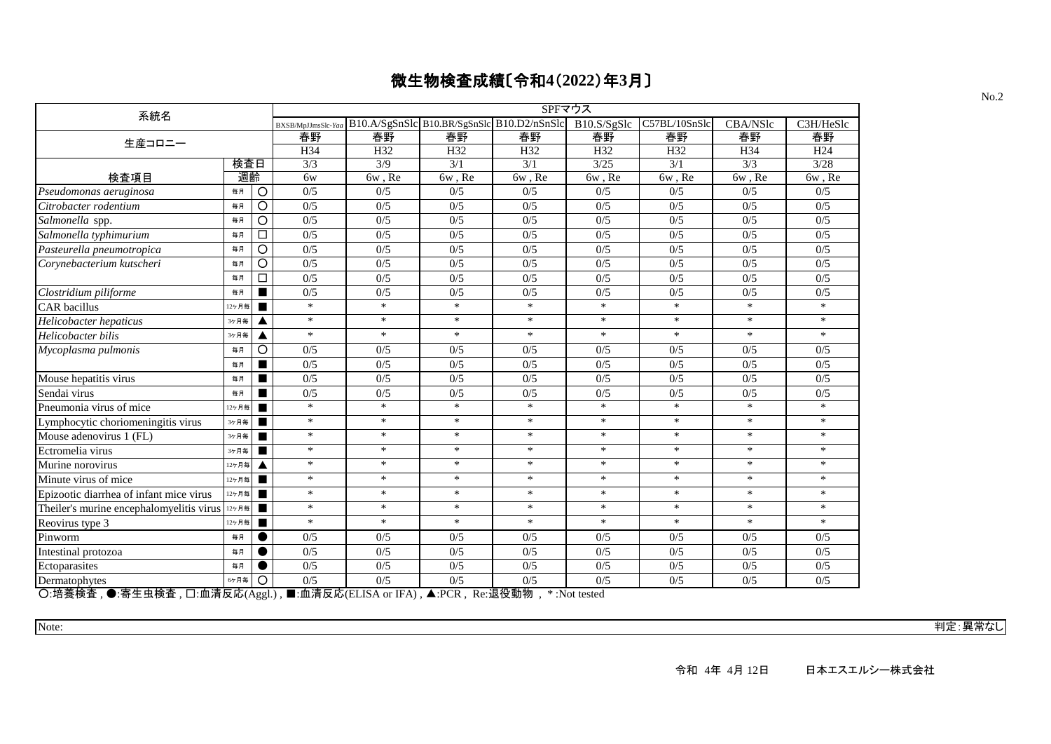# 微生物検査成績〔令和4(2022)年3月〕

| 系統名 | | | SPFマウス | | | | | | | |
|---|---|---|---|---|---|---|---|---|---|---|
| | | | BXSB/MpJJmsSlc-*Yaa* | B10.A/SgSnSlc | B10.BR/SgSnSlc | B10.D2/nSnSlc | B10.S/SgSlc | C57BL/10SnSlc | CBA/NSlc | C3H/HeSlc |
| 生産コロニー | | | 春野 | 春野 | 春野 | 春野 | 春野 | 春野 | 春野 | 春野 |
| | | | H34 | H32 | H32 | H32 | H32 | H32 | H34 | H24 |
| | 検査日 | | 3/3 | 3/9 | 3/1 | 3/1 | 3/25 | 3/1 | 3/3 | 3/28 |
| 検査項目 | 週齢 | | 6w | 6w , Re | 6w , Re | 6w , Re | 6w , Re | 6w , Re | 6w , Re | 6w , Re |
| *Pseudomonas aeruginosa* | 毎月 | ○ | 0/5 | 0/5 | 0/5 | 0/5 | 0/5 | 0/5 | 0/5 | 0/5 |
| *Citrobacter rodentium* | 毎月 | ○ | 0/5 | 0/5 | 0/5 | 0/5 | 0/5 | 0/5 | 0/5 | 0/5 |
| *Salmonella* spp. | 毎月 | ○ | 0/5 | 0/5 | 0/5 | 0/5 | 0/5 | 0/5 | 0/5 | 0/5 |
| *Salmonella typhimurium* | 毎月 | □ | 0/5 | 0/5 | 0/5 | 0/5 | 0/5 | 0/5 | 0/5 | 0/5 |
| *Pasteurella pneumotropica* | 毎月 | ○ | 0/5 | 0/5 | 0/5 | 0/5 | 0/5 | 0/5 | 0/5 | 0/5 |
| *Corynebacterium kutscheri* | 毎月 | ○ | 0/5 | 0/5 | 0/5 | 0/5 | 0/5 | 0/5 | 0/5 | 0/5 |
| | 毎月 | □ | 0/5 | 0/5 | 0/5 | 0/5 | 0/5 | 0/5 | 0/5 | 0/5 |
| *Clostridium piliforme* | 毎月 | ■ | 0/5 | 0/5 | 0/5 | 0/5 | 0/5 | 0/5 | 0/5 | 0/5 |
| CAR bacillus | 12ヶ月毎 | ■ | * | * | * | * | * | * | * | * |
| *Helicobacter hepaticus* | 3ヶ月毎 | ▲ | * | * | * | * | * | * | * | * |
| *Helicobacter bilis* | 3ヶ月毎 | ▲ | * | * | * | * | * | * | * | * |
| *Mycoplasma pulmonis* | 毎月 | ○ | 0/5 | 0/5 | 0/5 | 0/5 | 0/5 | 0/5 | 0/5 | 0/5 |
| | 毎月 | ■ | 0/5 | 0/5 | 0/5 | 0/5 | 0/5 | 0/5 | 0/5 | 0/5 |
| Mouse hepatitis virus | 毎月 | ■ | 0/5 | 0/5 | 0/5 | 0/5 | 0/5 | 0/5 | 0/5 | 0/5 |
| Sendai virus | 毎月 | ■ | 0/5 | 0/5 | 0/5 | 0/5 | 0/5 | 0/5 | 0/5 | 0/5 |
| Pneumonia virus of mice | 12ヶ月毎 | ■ | * | * | * | * | * | * | * | * |
| Lymphocytic choriomeningitis virus | 3ヶ月毎 | ■ | * | * | * | * | * | * | * | * |
| Mouse adenovirus 1 (FL) | 3ヶ月毎 | ■ | * | * | * | * | * | * | * | * |
| Ectromelia virus | 3ヶ月毎 | ■ | * | * | * | * | * | * | * | * |
| Murine norovirus | 12ヶ月毎 | ▲ | * | * | * | * | * | * | * | * |
| Minute virus of mice | 12ヶ月毎 | ■ | * | * | * | * | * | * | * | * |
| Epizootic diarrhea of infant mice virus | 12ヶ月毎 | ■ | * | * | * | * | * | * | * | * |
| Theiler's murine encephalomyelitis virus | 12ヶ月毎 | ■ | * | * | * | * | * | * | * | * |
| Reovirus type 3 | 12ヶ月毎 | ■ | * | * | * | * | * | * | * | * |
| Pinworm | 毎月 | ● | 0/5 | 0/5 | 0/5 | 0/5 | 0/5 | 0/5 | 0/5 | 0/5 |
| Intestinal protozoa | 毎月 | ● | 0/5 | 0/5 | 0/5 | 0/5 | 0/5 | 0/5 | 0/5 | 0/5 |
| Ectoparasites | 毎月 | ● | 0/5 | 0/5 | 0/5 | 0/5 | 0/5 | 0/5 | 0/5 | 0/5 |
| Dermatophytes | 6ヶ月毎 | ○ | 0/5 | 0/5 | 0/5 | 0/5 | 0/5 | 0/5 | 0/5 | 0/5 |

○:培養検査 , ●:寄生虫検査 , □:血清反応(Aggl.) , ■:血清反応(ELISA or IFA) , ▲:PCR , Re:退役動物 , *:Not tested

Note:

判定:異常なし

令和 4年 4月 12日　　日本エスエルシー株式会社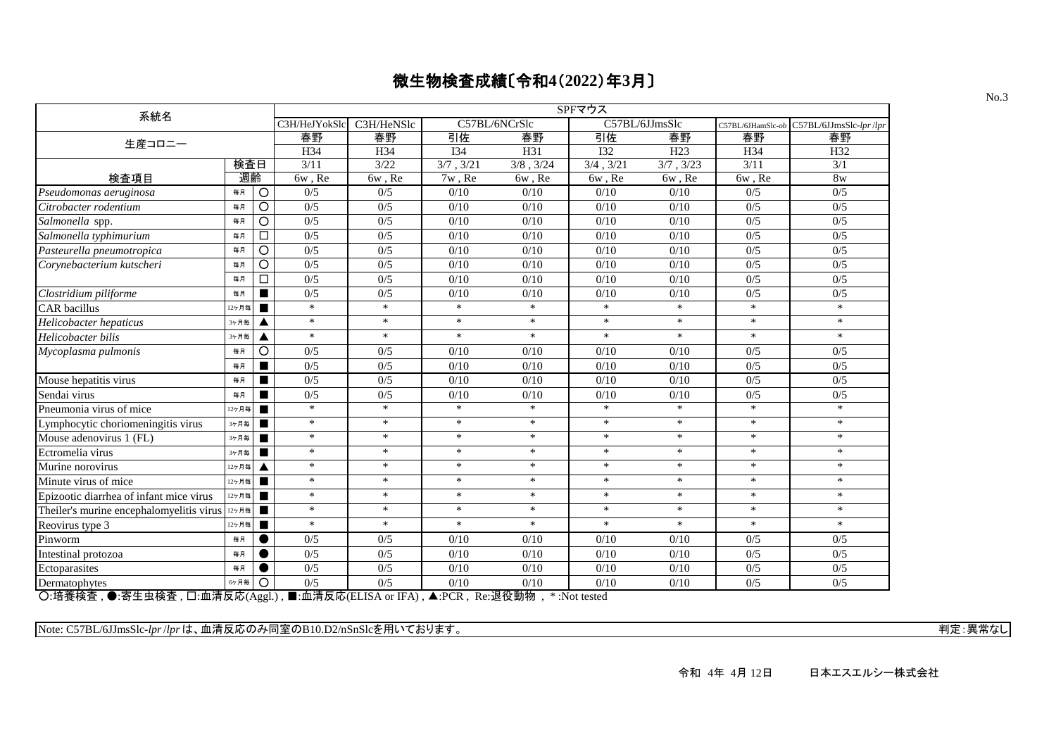# 微生物検査成績〔令和4(2022)年3月〕

No.3

| 系統名 | | | SPFマウス | | | | | | | |
|---|---|---|---|---|---|---|---|---|---|---|
| | | | C3H/HeJYokSlc | C3H/HeNSlc | C57BL/6NCrSlc | | C57BL/6JJmsSlc | | C57BL/6JHamSlc-*ob* | C57BL/6JJmsSlc-*lpr* /*lpr* |
| 生産コロニー | | | 春野 | 春野 | 引佐 | 春野 | 引佐 | 春野 | 春野 | 春野 |
| | | | H34 | H34 | I34 | H31 | I32 | H23 | H34 | H32 |
| | 検査日 | | 3/11 | 3/22 | 3/7 , 3/21 | 3/8 , 3/24 | 3/4 , 3/21 | 3/7 , 3/23 | 3/11 | 3/1 |
| 検査項目 | 週齢 | | 6w , Re | 6w , Re | 7w , Re | 6w , Re | 6w , Re | 6w , Re | 6w , Re | 8w |
| *Pseudomonas aeruginosa* | 毎月 | ○ | 0/5 | 0/5 | 0/10 | 0/10 | 0/10 | 0/10 | 0/5 | 0/5 |
| *Citrobacter rodentium* | 毎月 | ○ | 0/5 | 0/5 | 0/10 | 0/10 | 0/10 | 0/10 | 0/5 | 0/5 |
| *Salmonella* spp. | 毎月 | ○ | 0/5 | 0/5 | 0/10 | 0/10 | 0/10 | 0/10 | 0/5 | 0/5 |
| *Salmonella typhimurium* | 毎月 | □ | 0/5 | 0/5 | 0/10 | 0/10 | 0/10 | 0/10 | 0/5 | 0/5 |
| *Pasteurella pneumotropica* | 毎月 | ○ | 0/5 | 0/5 | 0/10 | 0/10 | 0/10 | 0/10 | 0/5 | 0/5 |
| *Corynebacterium kutscheri* | 毎月 | ○ | 0/5 | 0/5 | 0/10 | 0/10 | 0/10 | 0/10 | 0/5 | 0/5 |
| | 毎月 | □ | 0/5 | 0/5 | 0/10 | 0/10 | 0/10 | 0/10 | 0/5 | 0/5 |
| *Clostridium piliforme* | 毎月 | ■ | 0/5 | 0/5 | 0/10 | 0/10 | 0/10 | 0/10 | 0/5 | 0/5 |
| CAR bacillus | 12ヶ月毎 | ■ | * | * | * | * | * | * | * | * |
| *Helicobacter hepaticus* | 3ヶ月毎 | ▲ | * | * | * | * | * | * | * | * |
| *Helicobacter bilis* | 3ヶ月毎 | ▲ | * | * | * | * | * | * | * | * |
| *Mycoplasma pulmonis* | 毎月 | ○ | 0/5 | 0/5 | 0/10 | 0/10 | 0/10 | 0/10 | 0/5 | 0/5 |
| | 毎月 | ■ | 0/5 | 0/5 | 0/10 | 0/10 | 0/10 | 0/10 | 0/5 | 0/5 |
| Mouse hepatitis virus | 毎月 | ■ | 0/5 | 0/5 | 0/10 | 0/10 | 0/10 | 0/10 | 0/5 | 0/5 |
| Sendai virus | 毎月 | ■ | 0/5 | 0/5 | 0/10 | 0/10 | 0/10 | 0/10 | 0/5 | 0/5 |
| Pneumonia virus of mice | 12ヶ月毎 | ■ | * | * | * | * | * | * | * | * |
| Lymphocytic choriomeningitis virus | 3ヶ月毎 | ■ | * | * | * | * | * | * | * | * |
| Mouse adenovirus 1 (FL) | 3ヶ月毎 | ■ | * | * | * | * | * | * | * | * |
| Ectromelia virus | 3ヶ月毎 | ■ | * | * | * | * | * | * | * | * |
| Murine norovirus | 12ヶ月毎 | ▲ | * | * | * | * | * | * | * | * |
| Minute virus of mice | 12ヶ月毎 | ■ | * | * | * | * | * | * | * | * |
| Epizootic diarrhea of infant mice virus | 12ヶ月毎 | ■ | * | * | * | * | * | * | * | * |
| Theiler's murine encephalomyelitis virus | 12ヶ月毎 | ■ | * | * | * | * | * | * | * | * |
| Reovirus type 3 | 12ヶ月毎 | ■ | * | * | * | * | * | * | * | * |
| Pinworm | 毎月 | ● | 0/5 | 0/5 | 0/10 | 0/10 | 0/10 | 0/10 | 0/5 | 0/5 |
| Intestinal protozoa | 毎月 | ● | 0/5 | 0/5 | 0/10 | 0/10 | 0/10 | 0/10 | 0/5 | 0/5 |
| Ectoparasites | 毎月 | ● | 0/5 | 0/5 | 0/10 | 0/10 | 0/10 | 0/10 | 0/5 | 0/5 |
| Dermatophytes | 6ヶ月毎 | ○ | 0/5 | 0/5 | 0/10 | 0/10 | 0/10 | 0/10 | 0/5 | 0/5 |

○:培養検査 , ●:寄生虫検査 , □:血清反応(Aggl.) , ■:血清反応(ELISA or IFA) , ▲:PCR , Re:退役動物 , *:Not tested

Note: C57BL/6JJmsSlc-*lpr* /*lpr* は、血清反応のみ同室のB10.D2/nSnSlcを用いております。

判定:異常なし

令和 4年 4月 12日　　日本エスエルシー株式会社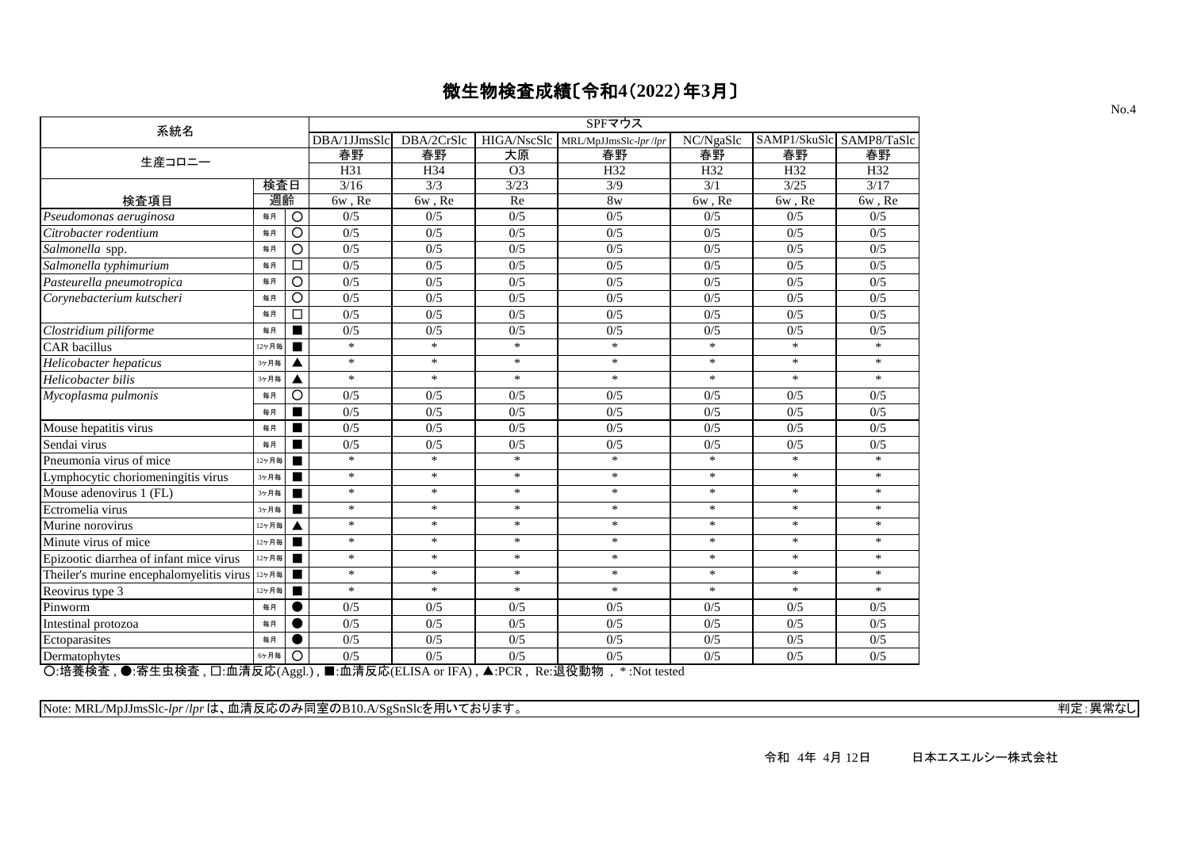# 微生物検査成績〔令和4(2022)年3月〕

| 系統名 | | | SPFマウス | | | | | | |
|---|---|---|---|---|---|---|---|---|---|
| | | | DBA/1JJmsSlc | DBA/2CrSlc | HIGA/NscSlc | MRL/MpJJmsSlc-*lpr*/*lpr* | NC/NgaSlc | SAMP1/SkuSlc | SAMP8/TaSlc |
| 生産コロニー | | | 春野 | 春野 | 大原 | 春野 | 春野 | 春野 | 春野 |
| | | | H31 | H34 | O3 | H32 | H32 | H32 | H32 |
| | 検査日 | | 3/16 | 3/3 | 3/23 | 3/9 | 3/1 | 3/25 | 3/17 |
| 検査項目 | 週齢 | | 6w , Re | 6w , Re | Re | 8w | 6w , Re | 6w , Re | 6w , Re |
| *Pseudomonas aeruginosa* | 毎月 | ○ | 0/5 | 0/5 | 0/5 | 0/5 | 0/5 | 0/5 | 0/5 |
| *Citrobacter rodentium* | 毎月 | ○ | 0/5 | 0/5 | 0/5 | 0/5 | 0/5 | 0/5 | 0/5 |
| *Salmonella* spp. | 毎月 | ○ | 0/5 | 0/5 | 0/5 | 0/5 | 0/5 | 0/5 | 0/5 |
| *Salmonella typhimurium* | 毎月 | □ | 0/5 | 0/5 | 0/5 | 0/5 | 0/5 | 0/5 | 0/5 |
| *Pasteurella pneumotropica* | 毎月 | ○ | 0/5 | 0/5 | 0/5 | 0/5 | 0/5 | 0/5 | 0/5 |
| *Corynebacterium kutscheri* | 毎月 | ○ | 0/5 | 0/5 | 0/5 | 0/5 | 0/5 | 0/5 | 0/5 |
| | 毎月 | □ | 0/5 | 0/5 | 0/5 | 0/5 | 0/5 | 0/5 | 0/5 |
| *Clostridium piliforme* | 毎月 | ■ | 0/5 | 0/5 | 0/5 | 0/5 | 0/5 | 0/5 | 0/5 |
| CAR bacillus | 12ヶ月毎 | ■ | * | * | * | * | * | * | * |
| *Helicobacter hepaticus* | 3ヶ月毎 | ▲ | * | * | * | * | * | * | * |
| *Helicobacter bilis* | 3ヶ月毎 | ▲ | * | * | * | * | * | * | * |
| *Mycoplasma pulmonis* | 毎月 | ○ | 0/5 | 0/5 | 0/5 | 0/5 | 0/5 | 0/5 | 0/5 |
| | 毎月 | ■ | 0/5 | 0/5 | 0/5 | 0/5 | 0/5 | 0/5 | 0/5 |
| Mouse hepatitis virus | 毎月 | ■ | 0/5 | 0/5 | 0/5 | 0/5 | 0/5 | 0/5 | 0/5 |
| Sendai virus | 毎月 | ■ | 0/5 | 0/5 | 0/5 | 0/5 | 0/5 | 0/5 | 0/5 |
| Pneumonia virus of mice | 12ヶ月毎 | ■ | * | * | * | * | * | * | * |
| Lymphocytic choriomeningitis virus | 3ヶ月毎 | ■ | * | * | * | * | * | * | * |
| Mouse adenovirus 1 (FL) | 3ヶ月毎 | ■ | * | * | * | * | * | * | * |
| Ectromelia virus | 3ヶ月毎 | ■ | * | * | * | * | * | * | * |
| Murine norovirus | 12ヶ月毎 | ▲ | * | * | * | * | * | * | * |
| Minute virus of mice | 12ヶ月毎 | ■ | * | * | * | * | * | * | * |
| Epizootic diarrhea of infant mice virus | 12ヶ月毎 | ■ | * | * | * | * | * | * | * |
| Theiler's murine encephalomyelitis virus | 12ヶ月毎 | ■ | * | * | * | * | * | * | * |
| Reovirus type 3 | 12ヶ月毎 | ■ | * | * | * | * | * | * | * |
| Pinworm | 毎月 | ● | 0/5 | 0/5 | 0/5 | 0/5 | 0/5 | 0/5 | 0/5 |
| Intestinal protozoa | 毎月 | ● | 0/5 | 0/5 | 0/5 | 0/5 | 0/5 | 0/5 | 0/5 |
| Ectoparasites | 毎月 | ● | 0/5 | 0/5 | 0/5 | 0/5 | 0/5 | 0/5 | 0/5 |
| Dermatophytes | 6ヶ月毎 | ○ | 0/5 | 0/5 | 0/5 | 0/5 | 0/5 | 0/5 | 0/5 |

○:培養検査 , ●:寄生虫検査 , □:血清反応(Aggl.) , ■:血清反応(ELISA or IFA) , ▲:PCR , Re:退役動物 , *:Not tested

Note: MRL/MpJJmsSlc-*lpr*/*lpr* は、血清反応のみ同室のB10.A/SgSnSlcを用いております。

判定:異常なし

令和 4年 4月 12日 日本エスエルシー株式会社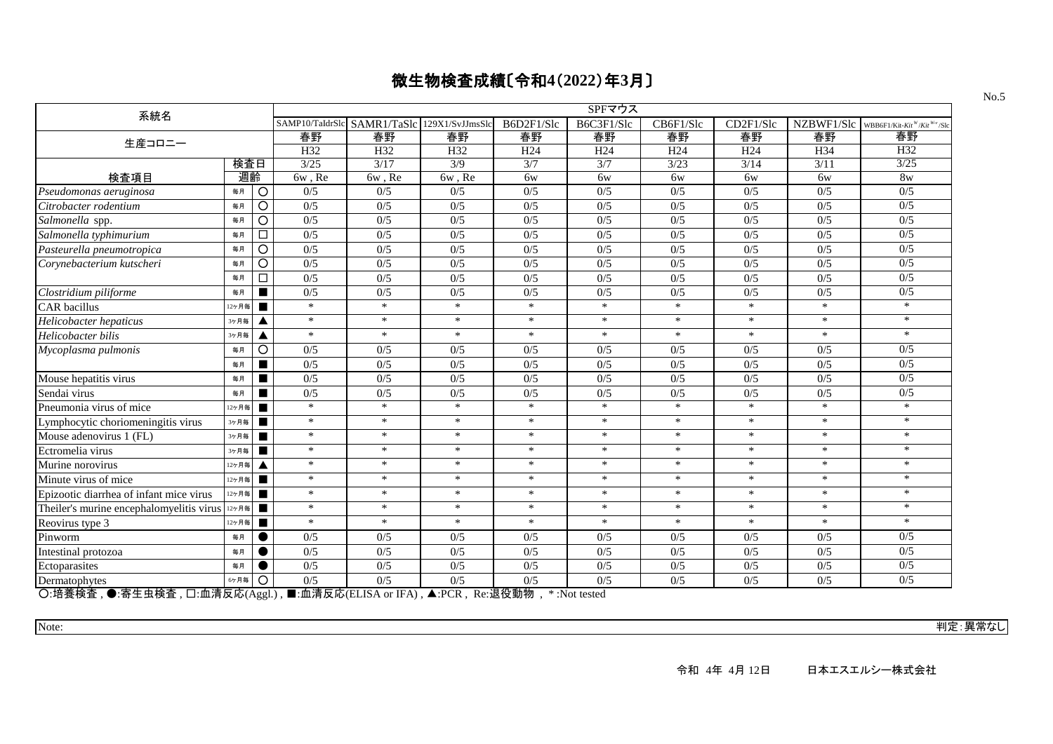# 微生物検査成績〔令和4(2022)年3月〕

No.5

| 系統名 | | | SPFマウス | | | | | | | | |
|---|---|---|---|---|---|---|---|---|---|---|---|
| | | | SAMP10/TaIdrSlc | SAMR1/TaSlc | 129X1/SvJJmsSlc | B6D2F1/Slc | B6C3F1/Slc | CB6F1/Slc | CD2F1/Slc | NZBWF1/Slc | WBB6F1/Kit-$Kit^{W}$/$Kit^{W-v}$/Slc |
| 生産コロニー | | | 春野 | 春野 | 春野 | 春野 | 春野 | 春野 | 春野 | 春野 | 春野 |
| | | | H32 | H32 | H32 | H24 | H24 | H24 | H24 | H34 | H32 |
| | 検査日 | | 3/25 | 3/17 | 3/9 | 3/7 | 3/7 | 3/23 | 3/14 | 3/11 | 3/25 |
| 検査項目 | 週齢 | | 6w , Re | 6w , Re | 6w , Re | 6w | 6w | 6w | 6w | 6w | 8w |
| *Pseudomonas aeruginosa* | 毎月 | ○ | 0/5 | 0/5 | 0/5 | 0/5 | 0/5 | 0/5 | 0/5 | 0/5 | 0/5 |
| *Citrobacter rodentium* | 毎月 | ○ | 0/5 | 0/5 | 0/5 | 0/5 | 0/5 | 0/5 | 0/5 | 0/5 | 0/5 |
| *Salmonella* spp. | 毎月 | ○ | 0/5 | 0/5 | 0/5 | 0/5 | 0/5 | 0/5 | 0/5 | 0/5 | 0/5 |
| *Salmonella typhimurium* | 毎月 | □ | 0/5 | 0/5 | 0/5 | 0/5 | 0/5 | 0/5 | 0/5 | 0/5 | 0/5 |
| *Pasteurella pneumotropica* | 毎月 | ○ | 0/5 | 0/5 | 0/5 | 0/5 | 0/5 | 0/5 | 0/5 | 0/5 | 0/5 |
| *Corynebacterium kutscheri* | 毎月 | ○ | 0/5 | 0/5 | 0/5 | 0/5 | 0/5 | 0/5 | 0/5 | 0/5 | 0/5 |
| | 毎月 | □ | 0/5 | 0/5 | 0/5 | 0/5 | 0/5 | 0/5 | 0/5 | 0/5 | 0/5 |
| *Clostridium piliforme* | 毎月 | ■ | 0/5 | 0/5 | 0/5 | 0/5 | 0/5 | 0/5 | 0/5 | 0/5 | 0/5 |
| CAR bacillus | 12ヶ月毎 | ■ | * | * | * | * | * | * | * | * | * |
| *Helicobacter hepaticus* | 3ヶ月毎 | ▲ | * | * | * | * | * | * | * | * | * |
| *Helicobacter bilis* | 3ヶ月毎 | ▲ | * | * | * | * | * | * | * | * | * |
| *Mycoplasma pulmonis* | 毎月 | ○ | 0/5 | 0/5 | 0/5 | 0/5 | 0/5 | 0/5 | 0/5 | 0/5 | 0/5 |
| | 毎月 | ■ | 0/5 | 0/5 | 0/5 | 0/5 | 0/5 | 0/5 | 0/5 | 0/5 | 0/5 |
| Mouse hepatitis virus | 毎月 | ■ | 0/5 | 0/5 | 0/5 | 0/5 | 0/5 | 0/5 | 0/5 | 0/5 | 0/5 |
| Sendai virus | 毎月 | ■ | 0/5 | 0/5 | 0/5 | 0/5 | 0/5 | 0/5 | 0/5 | 0/5 | 0/5 |
| Pneumonia virus of mice | 12ヶ月毎 | ■ | * | * | * | * | * | * | * | * | * |
| Lymphocytic choriomeningitis virus | 3ヶ月毎 | ■ | * | * | * | * | * | * | * | * | * |
| Mouse adenovirus 1 (FL) | 3ヶ月毎 | ■ | * | * | * | * | * | * | * | * | * |
| Ectromelia virus | 3ヶ月毎 | ■ | * | * | * | * | * | * | * | * | * |
| Murine norovirus | 12ヶ月毎 | ▲ | * | * | * | * | * | * | * | * | * |
| Minute virus of mice | 12ヶ月毎 | ■ | * | * | * | * | * | * | * | * | * |
| Epizootic diarrhea of infant mice virus | 12ヶ月毎 | ■ | * | * | * | * | * | * | * | * | * |
| Theiler's murine encephalomyelitis virus | 12ヶ月毎 | ■ | * | * | * | * | * | * | * | * | * |
| Reovirus type 3 | 12ヶ月毎 | ■ | * | * | * | * | * | * | * | * | * |
| Pinworm | 毎月 | ● | 0/5 | 0/5 | 0/5 | 0/5 | 0/5 | 0/5 | 0/5 | 0/5 | 0/5 |
| Intestinal protozoa | 毎月 | ● | 0/5 | 0/5 | 0/5 | 0/5 | 0/5 | 0/5 | 0/5 | 0/5 | 0/5 |
| Ectoparasites | 毎月 | ● | 0/5 | 0/5 | 0/5 | 0/5 | 0/5 | 0/5 | 0/5 | 0/5 | 0/5 |
| Dermatophytes | 6ヶ月毎 | ○ | 0/5 | 0/5 | 0/5 | 0/5 | 0/5 | 0/5 | 0/5 | 0/5 | 0/5 |

○:培養検査 , ●:寄生虫検査 , □:血清反応(Aggl.) , ■:血清反応(ELISA or IFA) , ▲:PCR , Re:退役動物 , *:Not tested

Note:

判定:異常なし

令和 4年 4月 12日　　日本エスエルシー株式会社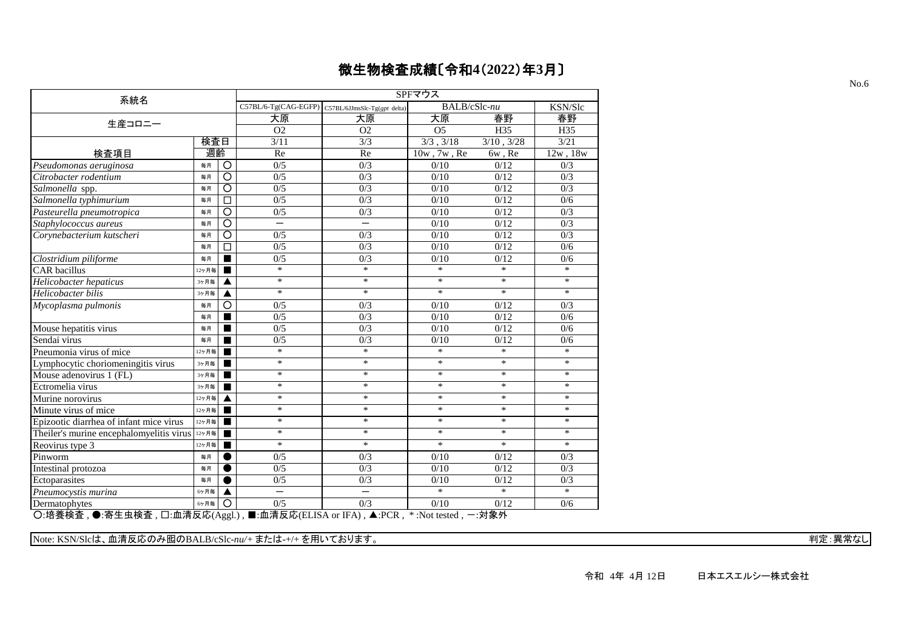# 微生物検査成績〔令和4(2022)年3月〕

No.6

| 系統名 | | | SPFマウス | | | | |
|---|---|---|---|---|---|---|---|
| | | | C57BL/6-Tg(CAG-EGFP) | C57BL/6JJmsSlc-Tg(*gpt* delta) | BALB/cSlc-*nu* | | KSN/Slc |
| 生産コロニー | | | 大原 | 大原 | 大原 | 春野 | 春野 |
| | | | O2 | O2 | O5 | H35 | H35 |
| | 検査日 | | 3/11 | 3/3 | 3/3 , 3/18 | 3/10 , 3/28 | 3/21 |
| 検査項目 | 週齢 | | Re | Re | 10w , 7w , Re | 6w , Re | 12w , 18w |
| *Pseudomonas aeruginosa* | 毎月 | ○ | 0/5 | 0/3 | 0/10 | 0/12 | 0/3 |
| *Citrobacter rodentium* | 毎月 | ○ | 0/5 | 0/3 | 0/10 | 0/12 | 0/3 |
| *Salmonella* spp. | 毎月 | ○ | 0/5 | 0/3 | 0/10 | 0/12 | 0/3 |
| *Salmonella typhimurium* | 毎月 | □ | 0/5 | 0/3 | 0/10 | 0/12 | 0/6 |
| *Pasteurella pneumotropica* | 毎月 | ○ | 0/5 | 0/3 | 0/10 | 0/12 | 0/3 |
| *Staphylococcus aureus* | 毎月 | ○ | ー | ー | 0/10 | 0/12 | 0/3 |
| *Corynebacterium kutscheri* | 毎月 | ○ | 0/5 | 0/3 | 0/10 | 0/12 | 0/3 |
| | 毎月 | □ | 0/5 | 0/3 | 0/10 | 0/12 | 0/6 |
| *Clostridium piliforme* | 毎月 | ■ | 0/5 | 0/3 | 0/10 | 0/12 | 0/6 |
| CAR bacillus | 12ヶ月毎 | ■ | * | * | * | * | * |
| *Helicobacter hepaticus* | 3ヶ月毎 | ▲ | * | * | * | * | * |
| *Helicobacter bilis* | 3ヶ月毎 | ▲ | * | * | * | * | * |
| *Mycoplasma pulmonis* | 毎月 | ○ | 0/5 | 0/3 | 0/10 | 0/12 | 0/3 |
| | 毎月 | ■ | 0/5 | 0/3 | 0/10 | 0/12 | 0/6 |
| Mouse hepatitis virus | 毎月 | ■ | 0/5 | 0/3 | 0/10 | 0/12 | 0/6 |
| Sendai virus | 毎月 | ■ | 0/5 | 0/3 | 0/10 | 0/12 | 0/6 |
| Pneumonia virus of mice | 12ヶ月毎 | ■ | * | * | * | * | * |
| Lymphocytic choriomeningitis virus | 3ヶ月毎 | ■ | * | * | * | * | * |
| Mouse adenovirus 1 (FL) | 3ヶ月毎 | ■ | * | * | * | * | * |
| Ectromelia virus | 3ヶ月毎 | ■ | * | * | * | * | * |
| Murine norovirus | 12ヶ月毎 | ▲ | * | * | * | * | * |
| Minute virus of mice | 12ヶ月毎 | ■ | * | * | * | * | * |
| Epizootic diarrhea of infant mice virus | 12ヶ月毎 | ■ | * | * | * | * | * |
| Theiler's murine encephalomyelitis virus | 12ヶ月毎 | ■ | * | * | * | * | * |
| Reovirus type 3 | 12ヶ月毎 | ■ | * | * | * | * | * |
| Pinworm | 毎月 | ● | 0/5 | 0/3 | 0/10 | 0/12 | 0/3 |
| Intestinal protozoa | 毎月 | ● | 0/5 | 0/3 | 0/10 | 0/12 | 0/3 |
| Ectoparasites | 毎月 | ● | 0/5 | 0/3 | 0/10 | 0/12 | 0/3 |
| *Pneumocystis murina* | 6ヶ月毎 | ▲ | ー | ー | * | * | * |
| Dermatophytes | 6ヶ月毎 | ○ | 0/5 | 0/3 | 0/10 | 0/12 | 0/6 |

○:培養検査 , ●:寄生虫検査 , □:血清反応(Aggl.) , ■:血清反応(ELISA or IFA) , ▲:PCR , *:Not tested , ー:対象外

Note: KSN/Slcは、血清反応のみ囮のBALB/cSlc-*nu*/+ または-+/+ を用いております。　　判定:異常なし

令和 4年 4月 12日　　日本エスエルシー株式会社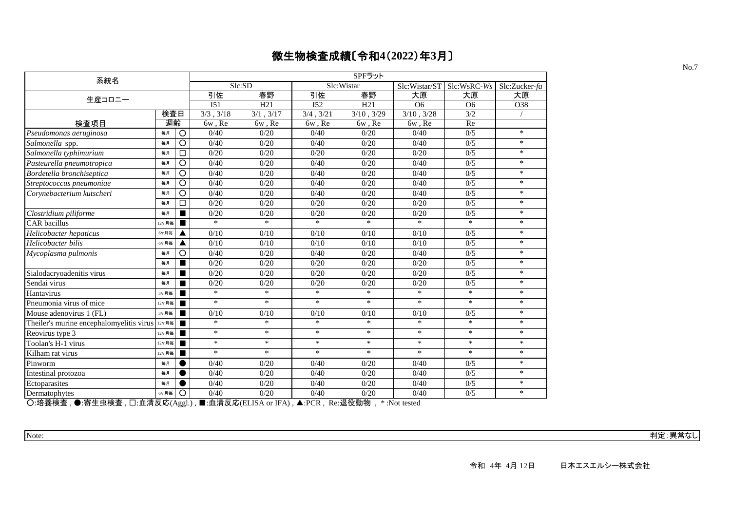# 微生物検査成績〔令和4(2022)年3月〕

| 系統名 | | | SPFラット | | | | | | |
|---|---|---|---|---|---|---|---|---|---|
| | | | Slc:SD | | Slc:Wistar | | Slc:Wistar/ST | Slc:WsRC-*Ws* | Slc:Zucker-*fa* |
| 生産コロニー | | | 引佐 | 春野 | 引佐 | 春野 | 大原 | 大原 | 大原 |
| | | | I51 | H21 | I52 | H21 | O6 | O6 | O38 |
| | 検査日 | | 3/3 , 3/18 | 3/1 , 3/17 | 3/4 , 3/21 | 3/10 , 3/29 | 3/10 , 3/28 | 3/2 | / |
| 検査項目 | 週齢 | | 6w , Re | 6w , Re | 6w , Re | 6w , Re | 6w , Re | Re | |
| *Pseudomonas aeruginosa* | 毎月 | ○ | 0/40 | 0/20 | 0/40 | 0/20 | 0/40 | 0/5 | * |
| *Salmonella* spp. | 毎月 | ○ | 0/40 | 0/20 | 0/40 | 0/20 | 0/40 | 0/5 | * |
| *Salmonella typhimurium* | 毎月 | □ | 0/20 | 0/20 | 0/20 | 0/20 | 0/20 | 0/5 | * |
| *Pasteurella pneumotropica* | 毎月 | ○ | 0/40 | 0/20 | 0/40 | 0/20 | 0/40 | 0/5 | * |
| *Bordetella bronchiseptica* | 毎月 | ○ | 0/40 | 0/20 | 0/40 | 0/20 | 0/40 | 0/5 | * |
| *Streptococcus pneumoniae* | 毎月 | ○ | 0/40 | 0/20 | 0/40 | 0/20 | 0/40 | 0/5 | * |
| *Corynebacterium kutscheri* | 毎月 | ○ | 0/40 | 0/20 | 0/40 | 0/20 | 0/40 | 0/5 | * |
| | 毎月 | □ | 0/20 | 0/20 | 0/20 | 0/20 | 0/20 | 0/5 | * |
| *Clostridium piliforme* | 毎月 | ■ | 0/20 | 0/20 | 0/20 | 0/20 | 0/20 | 0/5 | * |
| CAR bacillus | 12ヶ月毎 | ■ | * | * | * | * | * | * | * |
| *Helicobacter hepaticus* | 6ヶ月毎 | ▲ | 0/10 | 0/10 | 0/10 | 0/10 | 0/10 | 0/5 | * |
| *Helicobacter bilis* | 6ヶ月毎 | ▲ | 0/10 | 0/10 | 0/10 | 0/10 | 0/10 | 0/5 | * |
| *Mycoplasma pulmonis* | 毎月 | ○ | 0/40 | 0/20 | 0/40 | 0/20 | 0/40 | 0/5 | * |
| | 毎月 | ■ | 0/20 | 0/20 | 0/20 | 0/20 | 0/20 | 0/5 | * |
| Sialodacryoadenitis virus | 毎月 | ■ | 0/20 | 0/20 | 0/20 | 0/20 | 0/20 | 0/5 | * |
| Sendai virus | 毎月 | ■ | 0/20 | 0/20 | 0/20 | 0/20 | 0/20 | 0/5 | * |
| Hantavirus | 3ヶ月毎 | ■ | * | * | * | * | * | * | * |
| Pneumonia virus of mice | 12ヶ月毎 | ■ | * | * | * | * | * | * | * |
| Mouse adenovirus 1 (FL) | 3ヶ月毎 | ■ | 0/10 | 0/10 | 0/10 | 0/10 | 0/10 | 0/5 | * |
| Theiler's murine encephalomyelitis virus | 12ヶ月毎 | ■ | * | * | * | * | * | * | * |
| Reovirus type 3 | 12ヶ月毎 | ■ | * | * | * | * | * | * | * |
| Toolan's H-1 virus | 12ヶ月毎 | ■ | * | * | * | * | * | * | * |
| Kilham rat virus | 12ヶ月毎 | ■ | * | * | * | * | * | * | * |
| Pinworm | 毎月 | ● | 0/40 | 0/20 | 0/40 | 0/20 | 0/40 | 0/5 | * |
| Intestinal protozoa | 毎月 | ● | 0/40 | 0/20 | 0/40 | 0/20 | 0/40 | 0/5 | * |
| Ectoparasites | 毎月 | ● | 0/40 | 0/20 | 0/40 | 0/20 | 0/40 | 0/5 | * |
| Dermatophytes | 6ヶ月毎 | ○ | 0/40 | 0/20 | 0/40 | 0/20 | 0/40 | 0/5 | * |

○:培養検査 , ●:寄生虫検査 , □:血清反応(Aggl.) , ■:血清反応(ELISA or IFA) , ▲:PCR , Re:退役動物 , *:Not tested

Note: 判定:異常なし

令和 4年 4月 12日　　日本エスエルシー株式会社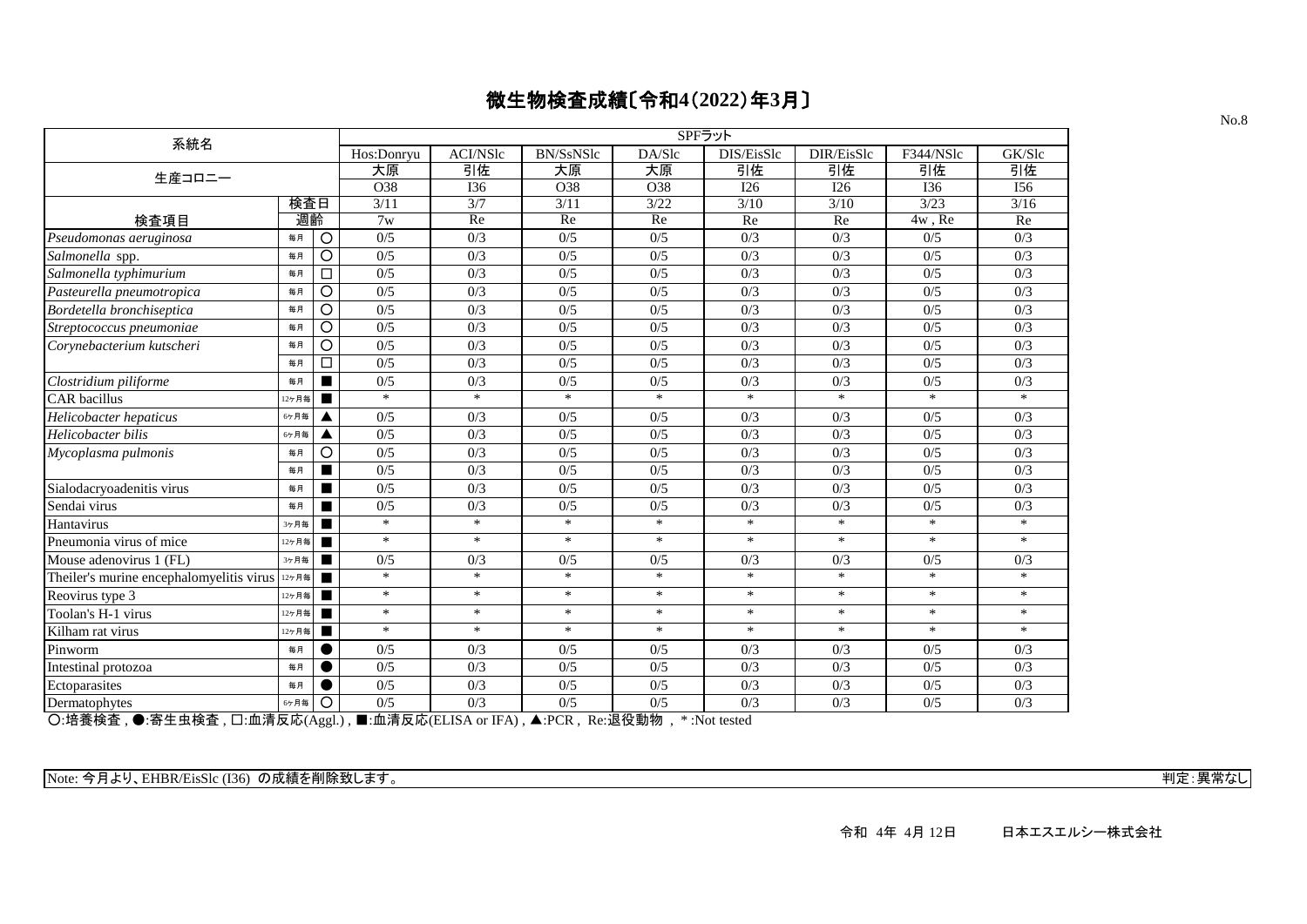# 微生物検査成績〔令和4(2022)年3月〕

| 系統名 | | | SPFラット | | | | | | | |
|---|---|---|---|---|---|---|---|---|---|---|
| | | | Hos:Donryu | ACI/NSlc | BN/SsNSlc | DA/Slc | DIS/EisSlc | DIR/EisSlc | F344/NSlc | GK/Slc |
| 生産コロニー | | | 大原 | 引佐 | 大原 | 大原 | 引佐 | 引佐 | 引佐 | 引佐 |
| | | | O38 | I36 | O38 | O38 | I26 | I26 | I36 | I56 |
| | 検査日 | | 3/11 | 3/7 | 3/11 | 3/22 | 3/10 | 3/10 | 3/23 | 3/16 |
| 検査項目 | 週齢 | | 7w | Re | Re | Re | Re | Re | 4w , Re | Re |
| *Pseudomonas aeruginosa* | 毎月 | ○ | 0/5 | 0/3 | 0/5 | 0/5 | 0/3 | 0/3 | 0/5 | 0/3 |
| *Salmonella* spp. | 毎月 | ○ | 0/5 | 0/3 | 0/5 | 0/5 | 0/3 | 0/3 | 0/5 | 0/3 |
| *Salmonella typhimurium* | 毎月 | □ | 0/5 | 0/3 | 0/5 | 0/5 | 0/3 | 0/3 | 0/5 | 0/3 |
| *Pasteurella pneumotropica* | 毎月 | ○ | 0/5 | 0/3 | 0/5 | 0/5 | 0/3 | 0/3 | 0/5 | 0/3 |
| *Bordetella bronchiseptica* | 毎月 | ○ | 0/5 | 0/3 | 0/5 | 0/5 | 0/3 | 0/3 | 0/5 | 0/3 |
| *Streptococcus pneumoniae* | 毎月 | ○ | 0/5 | 0/3 | 0/5 | 0/5 | 0/3 | 0/3 | 0/5 | 0/3 |
| *Corynebacterium kutscheri* | 毎月 | ○ | 0/5 | 0/3 | 0/5 | 0/5 | 0/3 | 0/3 | 0/5 | 0/3 |
| | 毎月 | □ | 0/5 | 0/3 | 0/5 | 0/5 | 0/3 | 0/3 | 0/5 | 0/3 |
| *Clostridium piliforme* | 毎月 | ■ | 0/5 | 0/3 | 0/5 | 0/5 | 0/3 | 0/3 | 0/5 | 0/3 |
| CAR bacillus | 12ヶ月毎 | ■ | * | * | * | * | * | * | * | * |
| *Helicobacter hepaticus* | 6ヶ月毎 | ▲ | 0/5 | 0/3 | 0/5 | 0/5 | 0/3 | 0/3 | 0/5 | 0/3 |
| *Helicobacter bilis* | 6ヶ月毎 | ▲ | 0/5 | 0/3 | 0/5 | 0/5 | 0/3 | 0/3 | 0/5 | 0/3 |
| *Mycoplasma pulmonis* | 毎月 | ○ | 0/5 | 0/3 | 0/5 | 0/5 | 0/3 | 0/3 | 0/5 | 0/3 |
| | 毎月 | ■ | 0/5 | 0/3 | 0/5 | 0/5 | 0/3 | 0/3 | 0/5 | 0/3 |
| Sialodacryoadenitis virus | 毎月 | ■ | 0/5 | 0/3 | 0/5 | 0/5 | 0/3 | 0/3 | 0/5 | 0/3 |
| Sendai virus | 毎月 | ■ | 0/5 | 0/3 | 0/5 | 0/5 | 0/3 | 0/3 | 0/5 | 0/3 |
| Hantavirus | 3ヶ月毎 | ■ | * | * | * | * | * | * | * | * |
| Pneumonia virus of mice | 12ヶ月毎 | ■ | * | * | * | * | * | * | * | * |
| Mouse adenovirus 1 (FL) | 3ヶ月毎 | ■ | 0/5 | 0/3 | 0/5 | 0/5 | 0/3 | 0/3 | 0/5 | 0/3 |
| Theiler's murine encephalomyelitis virus | 12ヶ月毎 | ■ | * | * | * | * | * | * | * | * |
| Reovirus type 3 | 12ヶ月毎 | ■ | * | * | * | * | * | * | * | * |
| Toolan's H-1 virus | 12ヶ月毎 | ■ | * | * | * | * | * | * | * | * |
| Kilham rat virus | 12ヶ月毎 | ■ | * | * | * | * | * | * | * | * |
| Pinworm | 毎月 | ● | 0/5 | 0/3 | 0/5 | 0/5 | 0/3 | 0/3 | 0/5 | 0/3 |
| Intestinal protozoa | 毎月 | ● | 0/5 | 0/3 | 0/5 | 0/5 | 0/3 | 0/3 | 0/5 | 0/3 |
| Ectoparasites | 毎月 | ● | 0/5 | 0/3 | 0/5 | 0/5 | 0/3 | 0/3 | 0/5 | 0/3 |
| Dermatophytes | 6ヶ月毎 | ○ | 0/5 | 0/3 | 0/5 | 0/5 | 0/3 | 0/3 | 0/5 | 0/3 |

○:培養検査 , ●:寄生虫検査 , □:血清反応(Aggl.) , ■:血清反応(ELISA or IFA) , ▲:PCR , Re:退役動物 , *:Not tested

Note: 今月より、EHBR/EisSlc (I36) の成績を削除致します。

判定:異常なし

令和 4年 4月 12日　　日本エスエルシー株式会社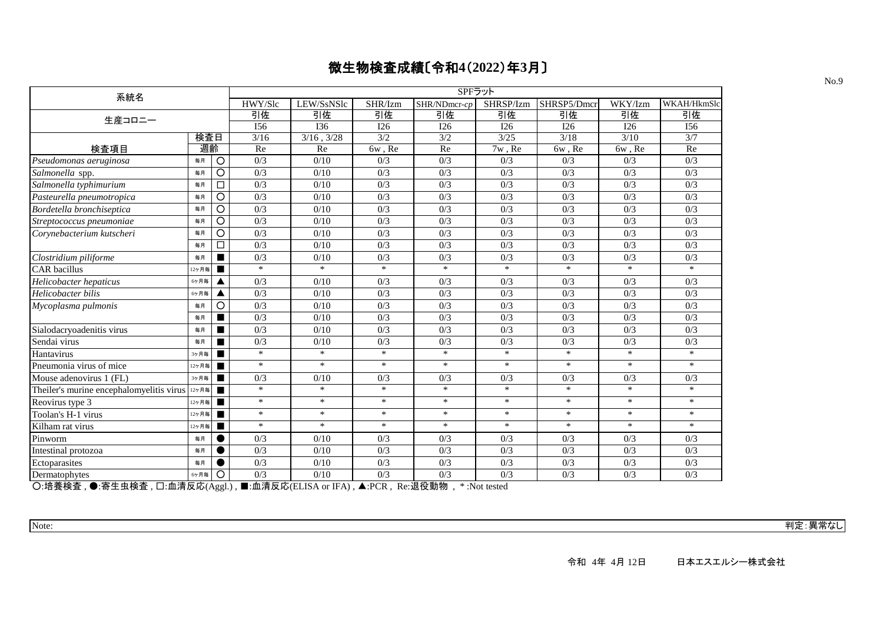# 微生物検査成績〔令和4(2022)年3月〕

| 系統名 | | | SPFラット | | | | | | | |
|---|---|---|---|---|---|---|---|---|---|---|
| | | | HWY/Slc | LEW/SsNSlc | SHR/Izm | SHR/NDmcr-*cp* | SHRSP/Izm | SHRSP5/Dmcr | WKY/Izm | WKAH/HkmSlc |
| 生産コロニー | | | 引佐 | 引佐 | 引佐 | 引佐 | 引佐 | 引佐 | 引佐 | 引佐 |
| | | | I56 | I36 | I26 | I26 | I26 | I26 | I26 | I56 |
| | 検査日 | | 3/16 | 3/16 , 3/28 | 3/2 | 3/2 | 3/25 | 3/18 | 3/10 | 3/7 |
| 検査項目 | 週齢 | | Re | Re | 6w , Re | Re | 7w , Re | 6w , Re | 6w , Re | Re |
| *Pseudomonas aeruginosa* | 毎月 | ○ | 0/3 | 0/10 | 0/3 | 0/3 | 0/3 | 0/3 | 0/3 | 0/3 |
| *Salmonella* spp. | 毎月 | ○ | 0/3 | 0/10 | 0/3 | 0/3 | 0/3 | 0/3 | 0/3 | 0/3 |
| *Salmonella typhimurium* | 毎月 | □ | 0/3 | 0/10 | 0/3 | 0/3 | 0/3 | 0/3 | 0/3 | 0/3 |
| *Pasteurella pneumotropica* | 毎月 | ○ | 0/3 | 0/10 | 0/3 | 0/3 | 0/3 | 0/3 | 0/3 | 0/3 |
| *Bordetella bronchiseptica* | 毎月 | ○ | 0/3 | 0/10 | 0/3 | 0/3 | 0/3 | 0/3 | 0/3 | 0/3 |
| *Streptococcus pneumoniae* | 毎月 | ○ | 0/3 | 0/10 | 0/3 | 0/3 | 0/3 | 0/3 | 0/3 | 0/3 |
| *Corynebacterium kutscheri* | 毎月 | ○ | 0/3 | 0/10 | 0/3 | 0/3 | 0/3 | 0/3 | 0/3 | 0/3 |
| | 毎月 | □ | 0/3 | 0/10 | 0/3 | 0/3 | 0/3 | 0/3 | 0/3 | 0/3 |
| *Clostridium piliforme* | 毎月 | ■ | 0/3 | 0/10 | 0/3 | 0/3 | 0/3 | 0/3 | 0/3 | 0/3 |
| CAR bacillus | 12ヶ月毎 | ■ | * | * | * | * | * | * | * | * |
| *Helicobacter hepaticus* | 6ヶ月毎 | ▲ | 0/3 | 0/10 | 0/3 | 0/3 | 0/3 | 0/3 | 0/3 | 0/3 |
| *Helicobacter bilis* | 6ヶ月毎 | ▲ | 0/3 | 0/10 | 0/3 | 0/3 | 0/3 | 0/3 | 0/3 | 0/3 |
| *Mycoplasma pulmonis* | 毎月 | ○ | 0/3 | 0/10 | 0/3 | 0/3 | 0/3 | 0/3 | 0/3 | 0/3 |
| | 毎月 | ■ | 0/3 | 0/10 | 0/3 | 0/3 | 0/3 | 0/3 | 0/3 | 0/3 |
| Sialodacryoadenitis virus | 毎月 | ■ | 0/3 | 0/10 | 0/3 | 0/3 | 0/3 | 0/3 | 0/3 | 0/3 |
| Sendai virus | 毎月 | ■ | 0/3 | 0/10 | 0/3 | 0/3 | 0/3 | 0/3 | 0/3 | 0/3 |
| Hantavirus | 3ヶ月毎 | ■ | * | * | * | * | * | * | * | * |
| Pneumonia virus of mice | 12ヶ月毎 | ■ | * | * | * | * | * | * | * | * |
| Mouse adenovirus 1 (FL) | 3ヶ月毎 | ■ | 0/3 | 0/10 | 0/3 | 0/3 | 0/3 | 0/3 | 0/3 | 0/3 |
| Theiler's murine encephalomyelitis virus | 12ヶ月毎 | ■ | * | * | * | * | * | * | * | * |
| Reovirus type 3 | 12ヶ月毎 | ■ | * | * | * | * | * | * | * | * |
| Toolan's H-1 virus | 12ヶ月毎 | ■ | * | * | * | * | * | * | * | * |
| Kilham rat virus | 12ヶ月毎 | ■ | * | * | * | * | * | * | * | * |
| Pinworm | 毎月 | ● | 0/3 | 0/10 | 0/3 | 0/3 | 0/3 | 0/3 | 0/3 | 0/3 |
| Intestinal protozoa | 毎月 | ● | 0/3 | 0/10 | 0/3 | 0/3 | 0/3 | 0/3 | 0/3 | 0/3 |
| Ectoparasites | 毎月 | ● | 0/3 | 0/10 | 0/3 | 0/3 | 0/3 | 0/3 | 0/3 | 0/3 |
| Dermatophytes | 6ヶ月毎 | ○ | 0/3 | 0/10 | 0/3 | 0/3 | 0/3 | 0/3 | 0/3 | 0/3 |

○:培養検査 , ●:寄生虫検査 , □:血清反応(Aggl.) , ■:血清反応(ELISA or IFA) , ▲:PCR , Re:退役動物 , *:Not tested

Note:

判定:異常なし

令和 4年 4月 12日　　日本エスエルシー株式会社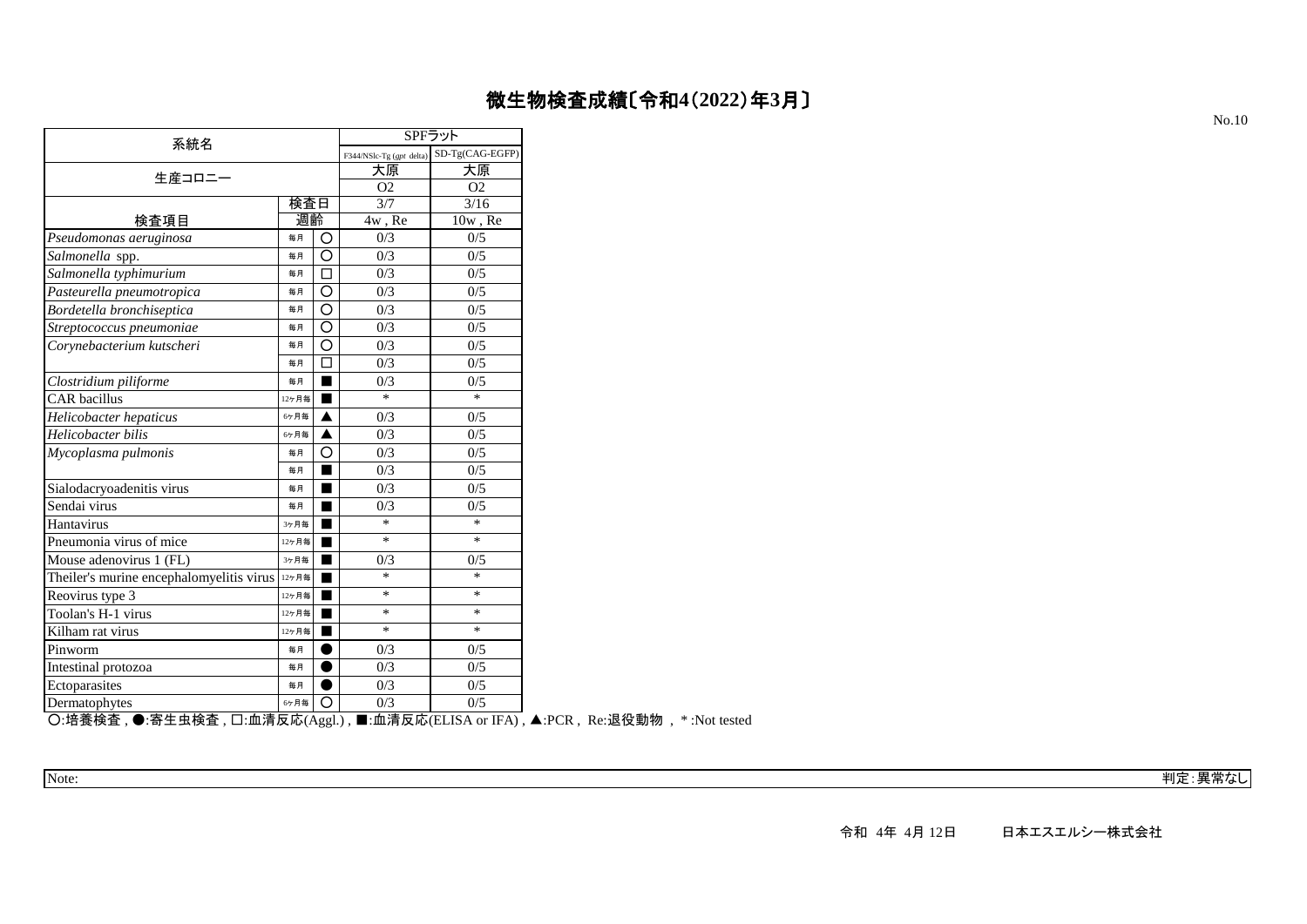# 微生物検査成績〔令和4(2022)年3月〕

No.10

| 系統名 | | | SPFラット | |
|---|---|---|---|---|
| | | | F344/NSlc-Tg (*gpt* delta) | SD-Tg(CAG-EGFP) |
| 生産コロニー | | | 大原 | 大原 |
| | | | O2 | O2 |
| | 検査日 | | 3/7 | 3/16 |
| 検査項目 | 週齢 | | 4w , Re | 10w , Re |
| *Pseudomonas aeruginosa* | 毎月 | ○ | 0/3 | 0/5 |
| *Salmonella* spp. | 毎月 | ○ | 0/3 | 0/5 |
| *Salmonella typhimurium* | 毎月 | □ | 0/3 | 0/5 |
| *Pasteurella pneumotropica* | 毎月 | ○ | 0/3 | 0/5 |
| *Bordetella bronchiseptica* | 毎月 | ○ | 0/3 | 0/5 |
| *Streptococcus pneumoniae* | 毎月 | ○ | 0/3 | 0/5 |
| *Corynebacterium kutscheri* | 毎月 | ○ | 0/3 | 0/5 |
| | 毎月 | □ | 0/3 | 0/5 |
| *Clostridium piliforme* | 毎月 | ■ | 0/3 | 0/5 |
| CAR bacillus | 12ヶ月毎 | ■ | * | * |
| *Helicobacter hepaticus* | 6ヶ月毎 | ▲ | 0/3 | 0/5 |
| *Helicobacter bilis* | 6ヶ月毎 | ▲ | 0/3 | 0/5 |
| *Mycoplasma pulmonis* | 毎月 | ○ | 0/3 | 0/5 |
| | 毎月 | ■ | 0/3 | 0/5 |
| Sialodacryoadenitis virus | 毎月 | ■ | 0/3 | 0/5 |
| Sendai virus | 毎月 | ■ | 0/3 | 0/5 |
| Hantavirus | 3ヶ月毎 | ■ | * | * |
| Pneumonia virus of mice | 12ヶ月毎 | ■ | * | * |
| Mouse adenovirus 1 (FL) | 3ヶ月毎 | ■ | 0/3 | 0/5 |
| Theiler's murine encephalomyelitis virus | 12ヶ月毎 | ■ | * | * |
| Reovirus type 3 | 12ヶ月毎 | ■ | * | * |
| Toolan's H-1 virus | 12ヶ月毎 | ■ | * | * |
| Kilham rat virus | 12ヶ月毎 | ■ | * | * |
| Pinworm | 毎月 | ● | 0/3 | 0/5 |
| Intestinal protozoa | 毎月 | ● | 0/3 | 0/5 |
| Ectoparasites | 毎月 | ● | 0/3 | 0/5 |
| Dermatophytes | 6ヶ月毎 | ○ | 0/3 | 0/5 |

○:培養検査 , ●:寄生虫検査 , □:血清反応(Aggl.) , ■:血清反応(ELISA or IFA) , ▲:PCR , Re:退役動物 , *:Not tested

Note:

判定:異常なし

令和 4年 4月 12日　　日本エスエルシー株式会社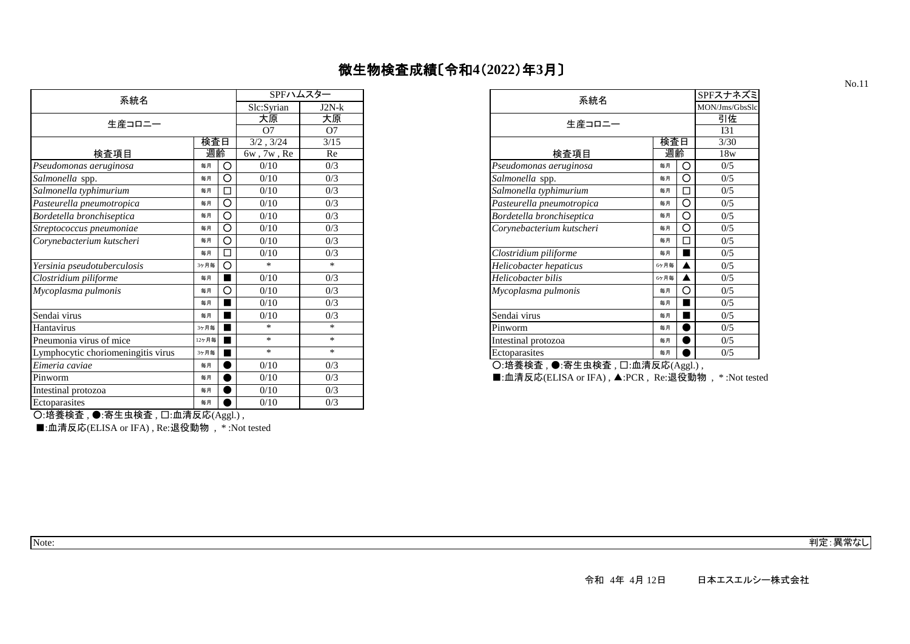# 微生物検査成績〔令和4(2022)年3月〕

No.11

| 系統名 | | | SPFハムスター | |
|---|---|---|---|---|
| | | | Slc:Syrian | J2N-k |
| 生産コロニー | | | 大原 | 大原 |
| | | | O7 | O7 |
| | 検査日 | | 3/2 , 3/24 | 3/15 |
| 検査項目 | 週齢 | | 6w , 7w , Re | Re |
| *Pseudomonas aeruginosa* | 毎月 | ○ | 0/10 | 0/3 |
| *Salmonella* spp. | 毎月 | ○ | 0/10 | 0/3 |
| *Salmonella typhimurium* | 毎月 | □ | 0/10 | 0/3 |
| *Pasteurella pneumotropica* | 毎月 | ○ | 0/10 | 0/3 |
| *Bordetella bronchiseptica* | 毎月 | ○ | 0/10 | 0/3 |
| *Streptococcus pneumoniae* | 毎月 | ○ | 0/10 | 0/3 |
| *Corynebacterium kutscheri* | 毎月 | ○ | 0/10 | 0/3 |
| | 毎月 | □ | 0/10 | 0/3 |
| *Yersinia pseudotuberculosis* | 3ヶ月毎 | ○ | * | * |
| *Clostridium piliforme* | 毎月 | ■ | 0/10 | 0/3 |
| *Mycoplasma pulmonis* | 毎月 | ○ | 0/10 | 0/3 |
| | 毎月 | ■ | 0/10 | 0/3 |
| Sendai virus | 毎月 | ■ | 0/10 | 0/3 |
| Hantavirus | 3ヶ月毎 | ■ | * | * |
| Pneumonia virus of mice | 12ヶ月毎 | ■ | * | * |
| Lymphocytic choriomeningitis virus | 3ヶ月毎 | ■ | * | * |
| *Eimeria caviae* | 毎月 | ● | 0/10 | 0/3 |
| Pinworm | 毎月 | ● | 0/10 | 0/3 |
| Intestinal protozoa | 毎月 | ● | 0/10 | 0/3 |
| Ectoparasites | 毎月 | ● | 0/10 | 0/3 |

○:培養検査 , ●:寄生虫検査 , □:血清反応(Aggl.) ,
■:血清反応(ELISA or IFA) , Re:退役動物 , *:Not tested

| 系統名 | | | SPFスナネズミ |
|---|---|---|---|
| | | | MON/Jms/GbsSlc |
| 生産コロニー | | | 引佐 |
| | | | I31 |
| | 検査日 | | 3/30 |
| 検査項目 | 週齢 | | 18w |
| *Pseudomonas aeruginosa* | 毎月 | ○ | 0/5 |
| *Salmonella* spp. | 毎月 | ○ | 0/5 |
| *Salmonella typhimurium* | 毎月 | □ | 0/5 |
| *Pasteurella pneumotropica* | 毎月 | ○ | 0/5 |
| *Bordetella bronchiseptica* | 毎月 | ○ | 0/5 |
| *Corynebacterium kutscheri* | 毎月 | ○ | 0/5 |
| | 毎月 | □ | 0/5 |
| *Clostridium piliforme* | 毎月 | ■ | 0/5 |
| *Helicobacter hepaticus* | 6ヶ月毎 | ▲ | 0/5 |
| *Helicobacter bilis* | 6ヶ月毎 | ▲ | 0/5 |
| *Mycoplasma pulmonis* | 毎月 | ○ | 0/5 |
| | 毎月 | ■ | 0/5 |
| Sendai virus | 毎月 | ■ | 0/5 |
| Pinworm | 毎月 | ● | 0/5 |
| Intestinal protozoa | 毎月 | ● | 0/5 |
| Ectoparasites | 毎月 | ● | 0/5 |

○:培養検査 , ●:寄生虫検査 , □:血清反応(Aggl.) ,
■:血清反応(ELISA or IFA) , ▲:PCR , Re:退役動物 , *:Not tested

Note:　　　　　　　　　　　　　　　　　　　　　　　　　　　　　　判定:異常なし

令和 4年 4月 12日　　　日本エスエルシー株式会社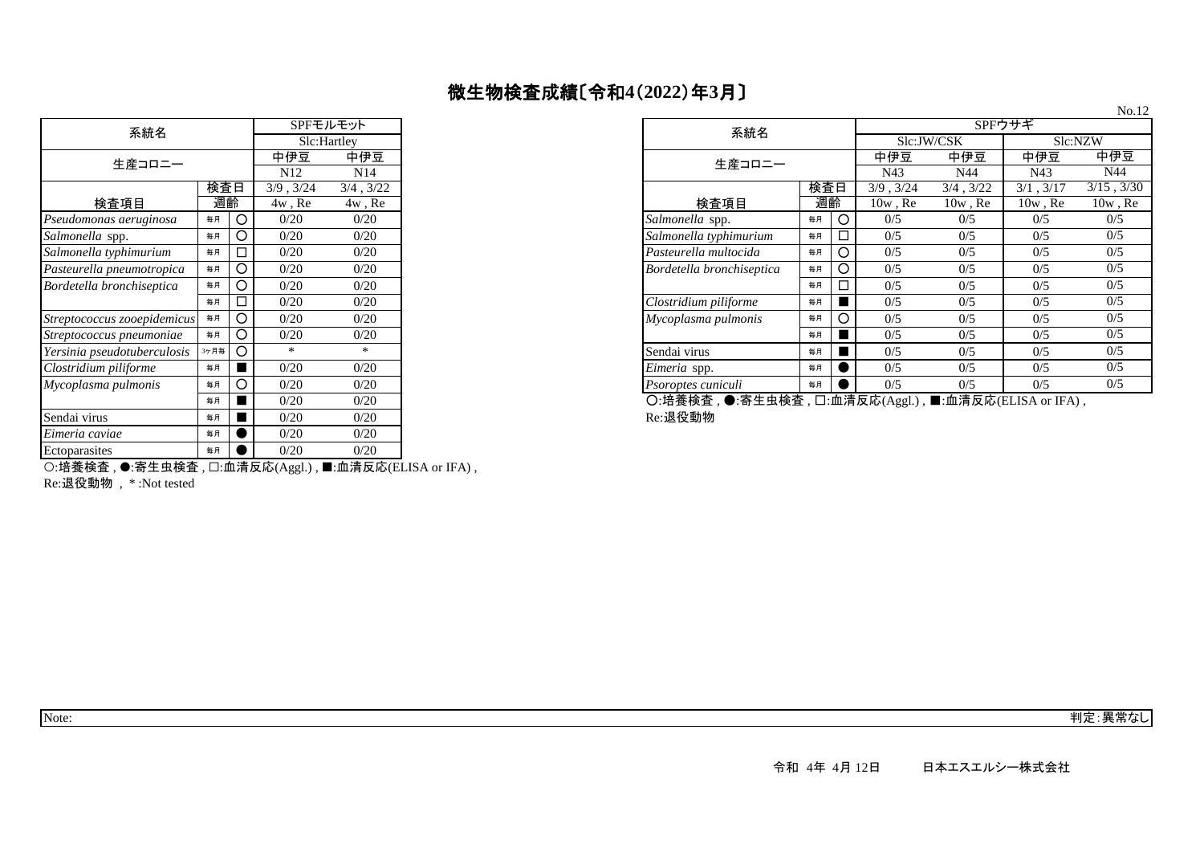# 微生物検査成績〔令和4(2022)年3月〕

No.12

| 系統名 | | | SPFモルモット | |
|---|---|---|---|---|
| | | | Slc:Hartley | |
| 生産コロニー | | | 中伊豆 | 中伊豆 |
| | | | N12 | N14 |
| | 検査日 | | 3/9 , 3/24 | 3/4 , 3/22 |
| 検査項目 | 週齢 | | 4w , Re | 4w , Re |
| *Pseudomonas aeruginosa* | 毎月 | ○ | 0/20 | 0/20 |
| *Salmonella* spp. | 毎月 | ○ | 0/20 | 0/20 |
| *Salmonella typhimurium* | 毎月 | □ | 0/20 | 0/20 |
| *Pasteurella pneumotropica* | 毎月 | ○ | 0/20 | 0/20 |
| *Bordetella bronchiseptica* | 毎月 | ○ | 0/20 | 0/20 |
| | 毎月 | □ | 0/20 | 0/20 |
| *Streptococcus zooepidemicus* | 毎月 | ○ | 0/20 | 0/20 |
| *Streptococcus pneumoniae* | 毎月 | ○ | 0/20 | 0/20 |
| *Yersinia pseudotuberculosis* | 3ヶ月毎 | ○ | * | * |
| *Clostridium piliforme* | 毎月 | ■ | 0/20 | 0/20 |
| *Mycoplasma pulmonis* | 毎月 | ○ | 0/20 | 0/20 |
| | 毎月 | ■ | 0/20 | 0/20 |
| Sendai virus | 毎月 | ■ | 0/20 | 0/20 |
| *Eimeria caviae* | 毎月 | ● | 0/20 | 0/20 |
| Ectoparasites | 毎月 | ● | 0/20 | 0/20 |

○:培養検査 , ●:寄生虫検査 , □:血清反応(Aggl.) , ■:血清反応(ELISA or IFA) ,
Re:退役動物 , *:Not tested

| 系統名 | | | SPFウサギ | | | |
|---|---|---|---|---|---|---|
| | | | Slc:JW/CSK | | Slc:NZW | |
| 生産コロニー | | | 中伊豆 | 中伊豆 | 中伊豆 | 中伊豆 |
| | | | N43 | N44 | N43 | N44 |
| | 検査日 | | 3/9 , 3/24 | 3/4 , 3/22 | 3/1 , 3/17 | 3/15 , 3/30 |
| 検査項目 | 週齢 | | 10w , Re | 10w , Re | 10w , Re | 10w , Re |
| *Salmonella* spp. | 毎月 | ○ | 0/5 | 0/5 | 0/5 | 0/5 |
| *Salmonella typhimurium* | 毎月 | □ | 0/5 | 0/5 | 0/5 | 0/5 |
| *Pasteurella multocida* | 毎月 | ○ | 0/5 | 0/5 | 0/5 | 0/5 |
| *Bordetella bronchiseptica* | 毎月 | ○ | 0/5 | 0/5 | 0/5 | 0/5 |
| | 毎月 | □ | 0/5 | 0/5 | 0/5 | 0/5 |
| *Clostridium piliforme* | 毎月 | ■ | 0/5 | 0/5 | 0/5 | 0/5 |
| *Mycoplasma pulmonis* | 毎月 | ○ | 0/5 | 0/5 | 0/5 | 0/5 |
| | 毎月 | ■ | 0/5 | 0/5 | 0/5 | 0/5 |
| Sendai virus | 毎月 | ■ | 0/5 | 0/5 | 0/5 | 0/5 |
| *Eimeria* spp. | 毎月 | ● | 0/5 | 0/5 | 0/5 | 0/5 |
| *Psoroptes cuniculi* | 毎月 | ● | 0/5 | 0/5 | 0/5 | 0/5 |

○:培養検査 , ●:寄生虫検査 , □:血清反応(Aggl.) , ■:血清反応(ELISA or IFA) ,
Re:退役動物

Note: 判定:異常なし

令和 4年 4月 12日 日本エスエルシー株式会社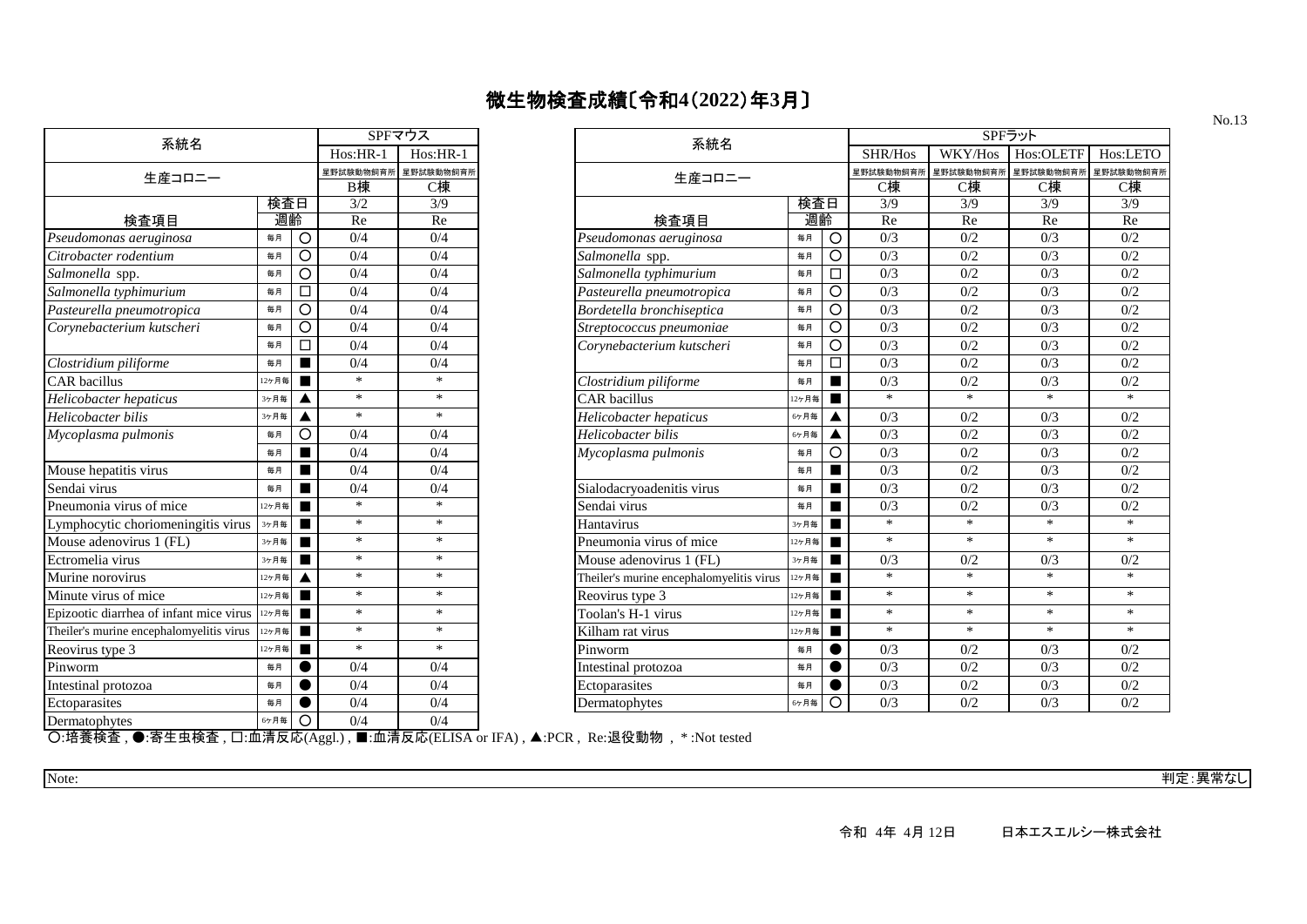# 微生物検査成績〔令和4(2022)年3月〕

| 系統名 | | | SPFマウス | |
|---|---|---|---|---|
| | | | Hos:HR-1 | Hos:HR-1 |
| 生産コロニー | | | 星野試験動物飼育所 B棟 | 星野試験動物飼育所 C棟 |
| | 検査日 | | 3/2 | 3/9 |
| 検査項目 | 週齢 | | Re | Re |
| *Pseudomonas aeruginosa* | 毎月 | ○ | 0/4 | 0/4 |
| *Citrobacter rodentium* | 毎月 | ○ | 0/4 | 0/4 |
| *Salmonella* spp. | 毎月 | ○ | 0/4 | 0/4 |
| *Salmonella typhimurium* | 毎月 | □ | 0/4 | 0/4 |
| *Pasteurella pneumotropica* | 毎月 | ○ | 0/4 | 0/4 |
| *Corynebacterium kutscheri* | 毎月 | ○ | 0/4 | 0/4 |
| | 毎月 | □ | 0/4 | 0/4 |
| *Clostridium piliforme* | 毎月 | ■ | 0/4 | 0/4 |
| CAR bacillus | 12ヶ月毎 | ■ | * | * |
| *Helicobacter hepaticus* | 3ヶ月毎 | ▲ | * | * |
| *Helicobacter bilis* | 3ヶ月毎 | ▲ | * | * |
| *Mycoplasma pulmonis* | 毎月 | ○ | 0/4 | 0/4 |
| | 毎月 | ■ | 0/4 | 0/4 |
| Mouse hepatitis virus | 毎月 | ■ | 0/4 | 0/4 |
| Sendai virus | 毎月 | ■ | 0/4 | 0/4 |
| Pneumonia virus of mice | 12ヶ月毎 | ■ | * | * |
| Lymphocytic choriomeningitis virus | 3ヶ月毎 | ■ | * | * |
| Mouse adenovirus 1 (FL) | 3ヶ月毎 | ■ | * | * |
| Ectromelia virus | 3ヶ月毎 | ■ | * | * |
| Murine norovirus | 12ヶ月毎 | ▲ | * | * |
| Minute virus of mice | 12ヶ月毎 | ■ | * | * |
| Epizootic diarrhea of infant mice virus | 12ヶ月毎 | ■ | * | * |
| Theiler's murine encephalomyelitis virus | 12ヶ月毎 | ■ | * | * |
| Reovirus type 3 | 12ヶ月毎 | ■ | * | * |
| Pinworm | 毎月 | ● | 0/4 | 0/4 |
| Intestinal protozoa | 毎月 | ● | 0/4 | 0/4 |
| Ectoparasites | 毎月 | ● | 0/4 | 0/4 |
| Dermatophytes | 6ヶ月毎 | ○ | 0/4 | 0/4 |

| 系統名 | | | SPFラット | | | |
|---|---|---|---|---|---|---|
| | | | SHR/Hos | WKY/Hos | Hos:OLETF | Hos:LETO |
| 生産コロニー | | | 星野試験動物飼育所 C棟 | 星野試験動物飼育所 C棟 | 星野試験動物飼育所 C棟 | 星野試験動物飼育所 C棟 |
| | 検査日 | | 3/9 | 3/9 | 3/9 | 3/9 |
| 検査項目 | 週齢 | | Re | Re | Re | Re |
| *Pseudomonas aeruginosa* | 毎月 | ○ | 0/3 | 0/2 | 0/3 | 0/2 |
| *Salmonella* spp. | 毎月 | ○ | 0/3 | 0/2 | 0/3 | 0/2 |
| *Salmonella typhimurium* | 毎月 | □ | 0/3 | 0/2 | 0/3 | 0/2 |
| *Pasteurella pneumotropica* | 毎月 | ○ | 0/3 | 0/2 | 0/3 | 0/2 |
| *Bordetella bronchiseptica* | 毎月 | ○ | 0/3 | 0/2 | 0/3 | 0/2 |
| *Streptococcus pneumoniae* | 毎月 | ○ | 0/3 | 0/2 | 0/3 | 0/2 |
| *Corynebacterium kutscheri* | 毎月 | ○ | 0/3 | 0/2 | 0/3 | 0/2 |
| | 毎月 | □ | 0/3 | 0/2 | 0/3 | 0/2 |
| *Clostridium piliforme* | 毎月 | ■ | 0/3 | 0/2 | 0/3 | 0/2 |
| CAR bacillus | 12ヶ月毎 | ■ | * | * | * | * |
| *Helicobacter hepaticus* | 6ヶ月毎 | ▲ | 0/3 | 0/2 | 0/3 | 0/2 |
| *Helicobacter bilis* | 6ヶ月毎 | ▲ | 0/3 | 0/2 | 0/3 | 0/2 |
| *Mycoplasma pulmonis* | 毎月 | ○ | 0/3 | 0/2 | 0/3 | 0/2 |
| | 毎月 | ■ | 0/3 | 0/2 | 0/3 | 0/2 |
| Sialodacryoadenitis virus | 毎月 | ■ | 0/3 | 0/2 | 0/3 | 0/2 |
| Sendai virus | 毎月 | ■ | 0/3 | 0/2 | 0/3 | 0/2 |
| Hantavirus | 3ヶ月毎 | ■ | * | * | * | * |
| Pneumonia virus of mice | 12ヶ月毎 | ■ | * | * | * | * |
| Mouse adenovirus 1 (FL) | 3ヶ月毎 | ■ | 0/3 | 0/2 | 0/3 | 0/2 |
| Theiler's murine encephalomyelitis virus | 12ヶ月毎 | ■ | * | * | * | * |
| Reovirus type 3 | 12ヶ月毎 | ■ | * | * | * | * |
| Toolan's H-1 virus | 12ヶ月毎 | ■ | * | * | * | * |
| Kilham rat virus | 12ヶ月毎 | ■ | * | * | * | * |
| Pinworm | 毎月 | ● | 0/3 | 0/2 | 0/3 | 0/2 |
| Intestinal protozoa | 毎月 | ● | 0/3 | 0/2 | 0/3 | 0/2 |
| Ectoparasites | 毎月 | ● | 0/3 | 0/2 | 0/3 | 0/2 |
| Dermatophytes | 6ヶ月毎 | ○ | 0/3 | 0/2 | 0/3 | 0/2 |

○:培養検査 , ●:寄生虫検査 , □:血清反応(Aggl.) , ■:血清反応(ELISA or IFA) , ▲:PCR , Re:退役動物 , *:Not tested

Note:

判定:異常なし

令和 4年 4月 12日　　日本エスエルシー株式会社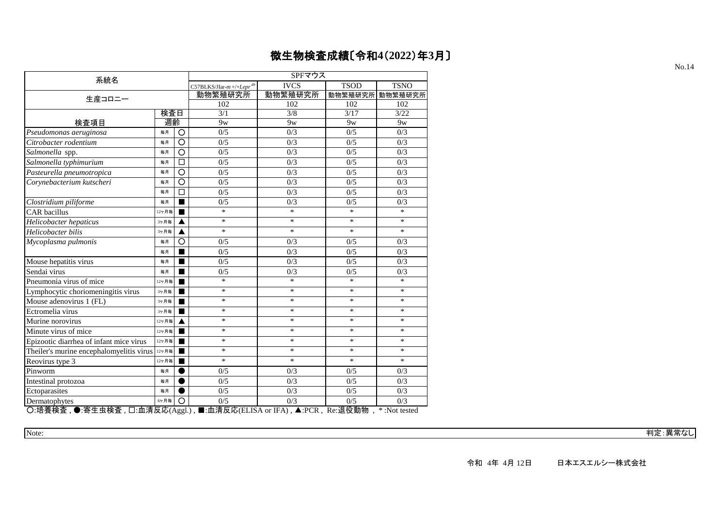# 微生物検査成績〔令和4(2022)年3月〕

No.14

| 系統名 | | | SPFマウス | | | |
|---|---|---|---|---|---|---|
| | | | C57BLKS/JIar-*m* +/+*Lepr*$^{db}$ | IVCS | TSOD | TSNO |
| 生産コロニー | | | 動物繁殖研究所 | 動物繁殖研究所 | 動物繁殖研究所 | 動物繁殖研究所 |
| | | | 102 | 102 | 102 | 102 |
| | 検査日 | | 3/1 | 3/8 | 3/17 | 3/22 |
| 検査項目 | 週齢 | | 9w | 9w | 9w | 9w |
| *Pseudomonas aeruginosa* | 毎月 | ○ | 0/5 | 0/3 | 0/5 | 0/3 |
| *Citrobacter rodentium* | 毎月 | ○ | 0/5 | 0/3 | 0/5 | 0/3 |
| *Salmonella* spp. | 毎月 | ○ | 0/5 | 0/3 | 0/5 | 0/3 |
| *Salmonella typhimurium* | 毎月 | □ | 0/5 | 0/3 | 0/5 | 0/3 |
| *Pasteurella pneumotropica* | 毎月 | ○ | 0/5 | 0/3 | 0/5 | 0/3 |
| *Corynebacterium kutscheri* | 毎月 | ○ | 0/5 | 0/3 | 0/5 | 0/3 |
| | 毎月 | □ | 0/5 | 0/3 | 0/5 | 0/3 |
| *Clostridium piliforme* | 毎月 | ■ | 0/5 | 0/3 | 0/5 | 0/3 |
| CAR bacillus | 12ヶ月毎 | ■ | * | * | * | * |
| *Helicobacter hepaticus* | 3ヶ月毎 | ▲ | * | * | * | * |
| *Helicobacter bilis* | 3ヶ月毎 | ▲ | * | * | * | * |
| *Mycoplasma pulmonis* | 毎月 | ○ | 0/5 | 0/3 | 0/5 | 0/3 |
| | 毎月 | ■ | 0/5 | 0/3 | 0/5 | 0/3 |
| Mouse hepatitis virus | 毎月 | ■ | 0/5 | 0/3 | 0/5 | 0/3 |
| Sendai virus | 毎月 | ■ | 0/5 | 0/3 | 0/5 | 0/3 |
| Pneumonia virus of mice | 12ヶ月毎 | ■ | * | * | * | * |
| Lymphocytic choriomeningitis virus | 3ヶ月毎 | ■ | * | * | * | * |
| Mouse adenovirus 1 (FL) | 3ヶ月毎 | ■ | * | * | * | * |
| Ectromelia virus | 3ヶ月毎 | ■ | * | * | * | * |
| Murine norovirus | 12ヶ月毎 | ▲ | * | * | * | * |
| Minute virus of mice | 12ヶ月毎 | ■ | * | * | * | * |
| Epizootic diarrhea of infant mice virus | 12ヶ月毎 | ■ | * | * | * | * |
| Theiler's murine encephalomyelitis virus | 12ヶ月毎 | ■ | * | * | * | * |
| Reovirus type 3 | 12ヶ月毎 | ■ | * | * | * | * |
| Pinworm | 毎月 | ● | 0/5 | 0/3 | 0/5 | 0/3 |
| Intestinal protozoa | 毎月 | ● | 0/5 | 0/3 | 0/5 | 0/3 |
| Ectoparasites | 毎月 | ● | 0/5 | 0/3 | 0/5 | 0/3 |
| Dermatophytes | 6ヶ月毎 | ○ | 0/5 | 0/3 | 0/5 | 0/3 |

○:培養検査 , ●:寄生虫検査 , □:血清反応(Aggl.) , ■:血清反応(ELISA or IFA) , ▲:PCR , Re:退役動物 , *:Not tested

Note:

判定:異常なし

令和 4年 4月 12日　　日本エスエルシー株式会社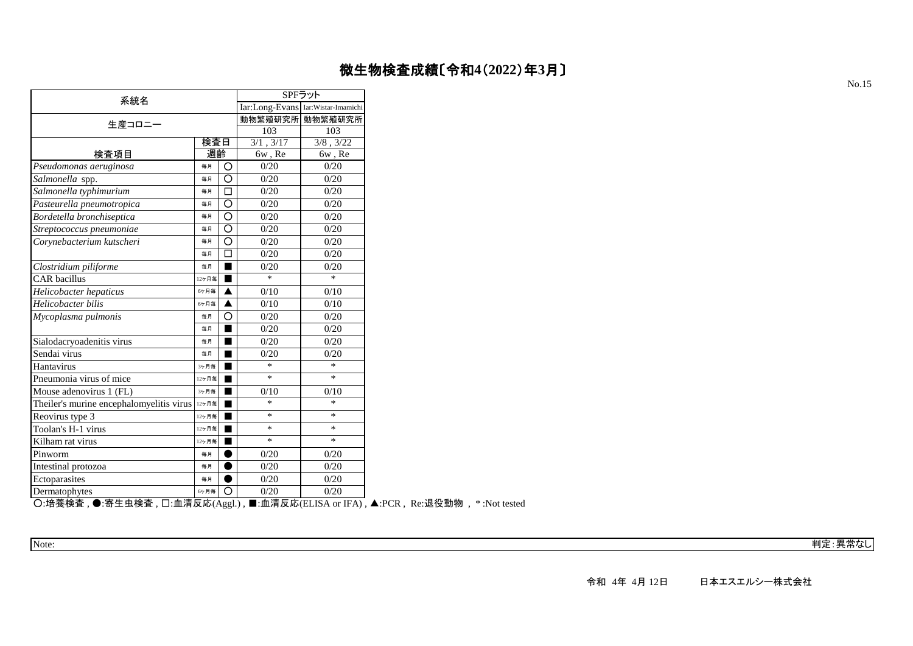# 微生物検査成績〔令和4(2022)年3月〕

No.15

| 系統名 | | | SPFラット | |
|---|---|---|---|---|
| | | | Iar:Long-Evans | Iar:Wistar-Imamichi |
| 生産コロニー | | | 動物繁殖研究所 | 動物繁殖研究所 |
| | | | 103 | 103 |
| | 検査日 | | 3/1 , 3/17 | 3/8 , 3/22 |
| 検査項目 | 週齢 | | 6w , Re | 6w , Re |
| *Pseudomonas aeruginosa* | 毎月 | ○ | 0/20 | 0/20 |
| *Salmonella* spp. | 毎月 | ○ | 0/20 | 0/20 |
| *Salmonella typhimurium* | 毎月 | □ | 0/20 | 0/20 |
| *Pasteurella pneumotropica* | 毎月 | ○ | 0/20 | 0/20 |
| *Bordetella bronchiseptica* | 毎月 | ○ | 0/20 | 0/20 |
| *Streptococcus pneumoniae* | 毎月 | ○ | 0/20 | 0/20 |
| *Corynebacterium kutscheri* | 毎月 | ○ | 0/20 | 0/20 |
| | 毎月 | □ | 0/20 | 0/20 |
| *Clostridium piliforme* | 毎月 | ■ | 0/20 | 0/20 |
| CAR bacillus | 12ヶ月毎 | ■ | * | * |
| *Helicobacter hepaticus* | 6ヶ月毎 | ▲ | 0/10 | 0/10 |
| *Helicobacter bilis* | 6ヶ月毎 | ▲ | 0/10 | 0/10 |
| *Mycoplasma pulmonis* | 毎月 | ○ | 0/20 | 0/20 |
| | 毎月 | ■ | 0/20 | 0/20 |
| Sialodacryoadenitis virus | 毎月 | ■ | 0/20 | 0/20 |
| Sendai virus | 毎月 | ■ | 0/20 | 0/20 |
| Hantavirus | 3ヶ月毎 | ■ | * | * |
| Pneumonia virus of mice | 12ヶ月毎 | ■ | * | * |
| Mouse adenovirus 1 (FL) | 3ヶ月毎 | ■ | 0/10 | 0/10 |
| Theiler's murine encephalomyelitis virus | 12ヶ月毎 | ■ | * | * |
| Reovirus type 3 | 12ヶ月毎 | ■ | * | * |
| Toolan's H-1 virus | 12ヶ月毎 | ■ | * | * |
| Kilham rat virus | 12ヶ月毎 | ■ | * | * |
| Pinworm | 毎月 | ● | 0/20 | 0/20 |
| Intestinal protozoa | 毎月 | ● | 0/20 | 0/20 |
| Ectoparasites | 毎月 | ● | 0/20 | 0/20 |
| Dermatophytes | 6ヶ月毎 | ○ | 0/20 | 0/20 |

○:培養検査 , ●:寄生虫検査 , □:血清反応(Aggl.) , ■:血清反応(ELISA or IFA) , ▲:PCR , Re:退役動物 , *:Not tested

Note:

判定:異常なし

令和 4年 4月 12日　　日本エスエルシー株式会社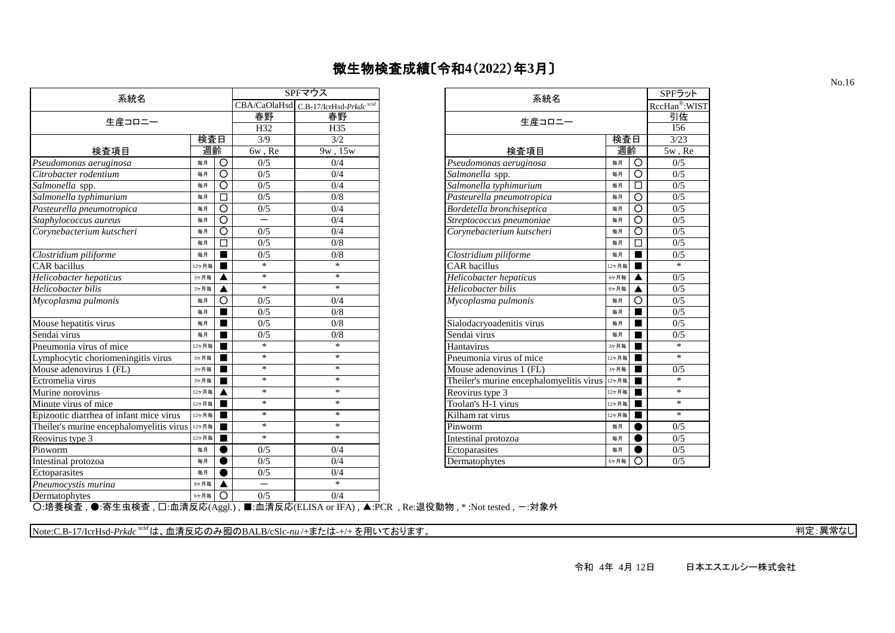# 微生物検査成績〔令和4(2022)年3月〕

| 系統名 | | | SPFマウス | |
|---|---|---|---|---|
| | | | CBA/CaOlaHsd | C.B-17/IcrHsd-*Prkdc* *scid* |
| 生産コロニー | | | 春野 | 春野 |
| | | | H32 | H35 |
| | 検査日 | | 3/9 | 3/2 |
| 検査項目 | 週齢 | | 6w , Re | 9w , 15w |
| *Pseudomonas aeruginosa* | 毎月 | ○ | 0/5 | 0/4 |
| *Citrobacter rodentium* | 毎月 | ○ | 0/5 | 0/4 |
| *Salmonella* spp. | 毎月 | ○ | 0/5 | 0/4 |
| *Salmonella typhimurium* | 毎月 | □ | 0/5 | 0/8 |
| *Pasteurella pneumotropica* | 毎月 | ○ | 0/5 | 0/4 |
| *Staphylococcus aureus* | 毎月 | ○ | ー | 0/4 |
| *Corynebacterium kutscheri* | 毎月 | ○ | 0/5 | 0/4 |
| | 毎月 | □ | 0/5 | 0/8 |
| *Clostridium piliforme* | 毎月 | ■ | 0/5 | 0/8 |
| CAR bacillus | 12ヶ月毎 | ■ | * | * |
| *Helicobacter hepaticus* | 3ヶ月毎 | ▲ | * | * |
| *Helicobacter bilis* | 3ヶ月毎 | ▲ | * | * |
| *Mycoplasma pulmonis* | 毎月 | ○ | 0/5 | 0/4 |
| | 毎月 | ■ | 0/5 | 0/8 |
| Mouse hepatitis virus | 毎月 | ■ | 0/5 | 0/8 |
| Sendai virus | 毎月 | ■ | 0/5 | 0/8 |
| Pneumonia virus of mice | 12ヶ月毎 | ■ | * | * |
| Lymphocytic choriomeningitis virus | 3ヶ月毎 | ■ | * | * |
| Mouse adenovirus 1 (FL) | 3ヶ月毎 | ■ | * | * |
| Ectromelia virus | 3ヶ月毎 | ■ | * | * |
| Murine norovirus | 12ヶ月毎 | ▲ | * | * |
| Minute virus of mice | 12ヶ月毎 | ■ | * | * |
| Epizootic diarrhea of infant mice virus | 12ヶ月毎 | ■ | * | * |
| Theiler's murine encephalomyelitis virus | 12ヶ月毎 | ■ | * | * |
| Reovirus type 3 | 12ヶ月毎 | ■ | * | * |
| Pinworm | 毎月 | ● | 0/5 | 0/4 |
| Intestinal protozoa | 毎月 | ● | 0/5 | 0/4 |
| Ectoparasites | 毎月 | ● | 0/5 | 0/4 |
| *Pneumocystis murina* | 6ヶ月毎 | ▲ | ー | * |
| Dermatophytes | 6ヶ月毎 | ○ | 0/5 | 0/4 |

| 系統名 | | | SPFラット |
|---|---|---|---|
| | | | RccHan®:WIST |
| 生産コロニー | | | 引佐 |
| | | | I56 |
| | 検査日 | | 3/23 |
| 検査項目 | 週齢 | | 5w , Re |
| *Pseudomonas aeruginosa* | 毎月 | ○ | 0/5 |
| *Salmonella* spp. | 毎月 | ○ | 0/5 |
| *Salmonella typhimurium* | 毎月 | □ | 0/5 |
| *Pasteurella pneumotropica* | 毎月 | ○ | 0/5 |
| *Bordetella bronchiseptica* | 毎月 | ○ | 0/5 |
| *Streptococcus pneumoniae* | 毎月 | ○ | 0/5 |
| *Corynebacterium kutscheri* | 毎月 | ○ | 0/5 |
| | 毎月 | □ | 0/5 |
| *Clostridium piliforme* | 毎月 | ■ | 0/5 |
| CAR bacillus | 12ヶ月毎 | ■ | * |
| *Helicobacter hepaticus* | 6ヶ月毎 | ▲ | 0/5 |
| *Helicobacter bilis* | 6ヶ月毎 | ▲ | 0/5 |
| *Mycoplasma pulmonis* | 毎月 | ○ | 0/5 |
| | 毎月 | ■ | 0/5 |
| Sialodacryoadenitis virus | 毎月 | ■ | 0/5 |
| Sendai virus | 毎月 | ■ | 0/5 |
| Hantavirus | 3ヶ月毎 | ■ | * |
| Pneumonia virus of mice | 12ヶ月毎 | ■ | * |
| Mouse adenovirus 1 (FL) | 3ヶ月毎 | ■ | 0/5 |
| Theiler's murine encephalomyelitis virus | 12ヶ月毎 | ■ | * |
| Reovirus type 3 | 12ヶ月毎 | ■ | * |
| Toolan's H-1 virus | 12ヶ月毎 | ■ | * |
| Kilham rat virus | 12ヶ月毎 | ■ | * |
| Pinworm | 毎月 | ● | 0/5 |
| Intestinal protozoa | 毎月 | ● | 0/5 |
| Ectoparasites | 毎月 | ● | 0/5 |
| Dermatophytes | 6ヶ月毎 | ○ | 0/5 |

○:培養検査 , ●:寄生虫検査 , □:血清反応(Aggl.) , ■:血清反応(ELISA or IFA) , ▲:PCR , Re:退役動物 , * :Not tested , ー:対象外

Note:C.B-17/IcrHsd-*Prkdc* *scid* は、血清反応のみ囮のBALB/cSlc-*nu* /+または-+/+ を用いております。

判定:異常なし

令和 4年 4月 12日　　日本エスエルシー株式会社